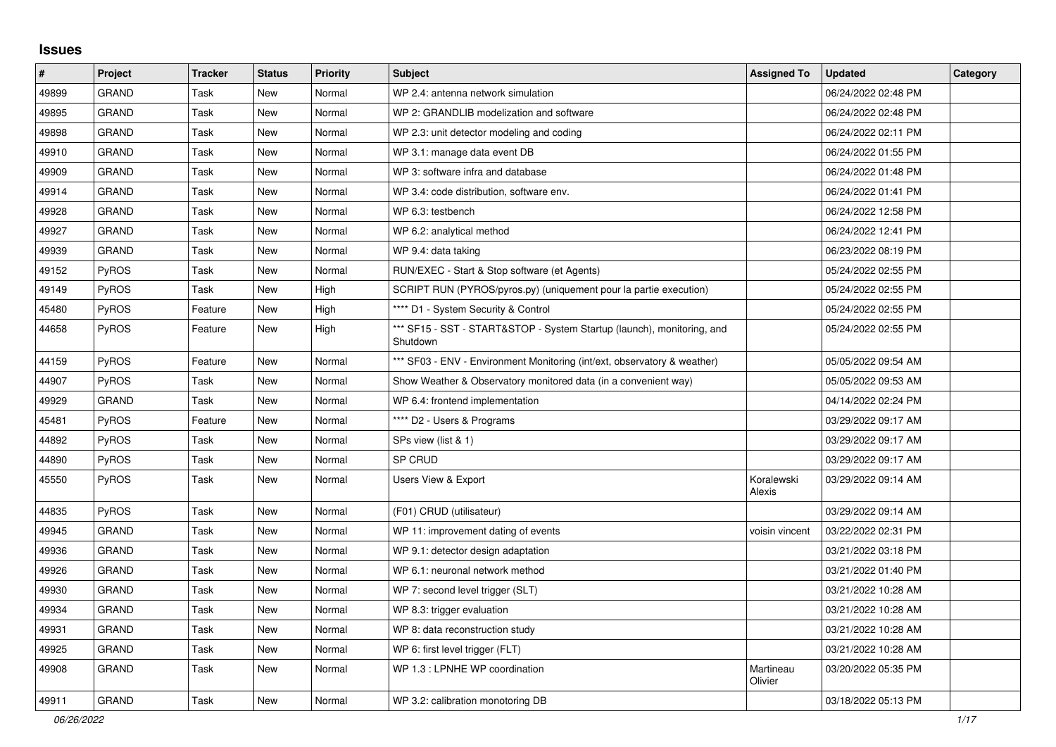# Issues

| # | Project | Tracker | Status | Priority | Subject | Assigned To | Updated | Category |
|---|---|---|---|---|---|---|---|---|
| 49899 | GRAND | Task | New | Normal | WP 2.4: antenna network simulation | | 06/24/2022 02:48 PM | |
| 49895 | GRAND | Task | New | Normal | WP 2: GRANDLIB modelization and software | | 06/24/2022 02:48 PM | |
| 49898 | GRAND | Task | New | Normal | WP 2.3: unit detector modeling and coding | | 06/24/2022 02:11 PM | |
| 49910 | GRAND | Task | New | Normal | WP 3.1: manage data event DB | | 06/24/2022 01:55 PM | |
| 49909 | GRAND | Task | New | Normal | WP 3: software infra and database | | 06/24/2022 01:48 PM | |
| 49914 | GRAND | Task | New | Normal | WP 3.4: code distribution, software env. | | 06/24/2022 01:41 PM | |
| 49928 | GRAND | Task | New | Normal | WP 6.3: testbench | | 06/24/2022 12:58 PM | |
| 49927 | GRAND | Task | New | Normal | WP 6.2: analytical method | | 06/24/2022 12:41 PM | |
| 49939 | GRAND | Task | New | Normal | WP 9.4: data taking | | 06/23/2022 08:19 PM | |
| 49152 | PyROS | Task | New | Normal | RUN/EXEC - Start & Stop software (et Agents) | | 05/24/2022 02:55 PM | |
| 49149 | PyROS | Task | New | High | SCRIPT RUN (PYROS/pyros.py) (uniquement pour la partie execution) | | 05/24/2022 02:55 PM | |
| 45480 | PyROS | Feature | New | High | **** D1 - System Security & Control | | 05/24/2022 02:55 PM | |
| 44658 | PyROS | Feature | New | High | *** SF15 - SST - START&STOP - System Startup (launch), monitoring, and Shutdown | | 05/24/2022 02:55 PM | |
| 44159 | PyROS | Feature | New | Normal | *** SF03 - ENV - Environment Monitoring (int/ext, observatory & weather) | | 05/05/2022 09:54 AM | |
| 44907 | PyROS | Task | New | Normal | Show Weather & Observatory monitored data (in a convenient way) | | 05/05/2022 09:53 AM | |
| 49929 | GRAND | Task | New | Normal | WP 6.4: frontend implementation | | 04/14/2022 02:24 PM | |
| 45481 | PyROS | Feature | New | Normal | **** D2 - Users & Programs | | 03/29/2022 09:17 AM | |
| 44892 | PyROS | Task | New | Normal | SPs view (list & 1) | | 03/29/2022 09:17 AM | |
| 44890 | PyROS | Task | New | Normal | SP CRUD | | 03/29/2022 09:17 AM | |
| 45550 | PyROS | Task | New | Normal | Users View & Export | Koralewski Alexis | 03/29/2022 09:14 AM | |
| 44835 | PyROS | Task | New | Normal | (F01) CRUD (utilisateur) | | 03/29/2022 09:14 AM | |
| 49945 | GRAND | Task | New | Normal | WP 11: improvement dating of events | voisin vincent | 03/22/2022 02:31 PM | |
| 49936 | GRAND | Task | New | Normal | WP 9.1: detector design adaptation | | 03/21/2022 03:18 PM | |
| 49926 | GRAND | Task | New | Normal | WP 6.1: neuronal network method | | 03/21/2022 01:40 PM | |
| 49930 | GRAND | Task | New | Normal | WP 7: second level trigger (SLT) | | 03/21/2022 10:28 AM | |
| 49934 | GRAND | Task | New | Normal | WP 8.3: trigger evaluation | | 03/21/2022 10:28 AM | |
| 49931 | GRAND | Task | New | Normal | WP 8: data reconstruction study | | 03/21/2022 10:28 AM | |
| 49925 | GRAND | Task | New | Normal | WP 6: first level trigger (FLT) | | 03/21/2022 10:28 AM | |
| 49908 | GRAND | Task | New | Normal | WP 1.3 : LPNHE WP coordination | Martineau Olivier | 03/20/2022 05:35 PM | |
| 49911 | GRAND | Task | New | Normal | WP 3.2: calibration monotoring DB | | 03/18/2022 05:13 PM | |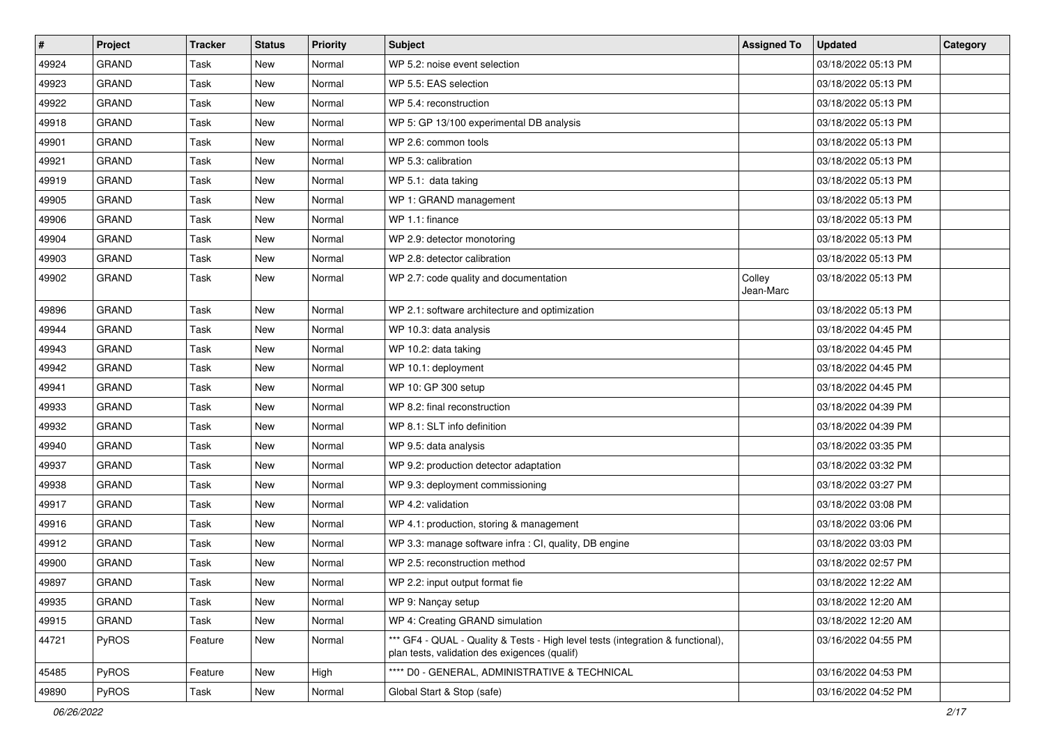| # | Project | Tracker | Status | Priority | Subject | Assigned To | Updated | Category |
|---|---|---|---|---|---|---|---|---|
| 49924 | GRAND | Task | New | Normal | WP 5.2: noise event selection | | 03/18/2022 05:13 PM | |
| 49923 | GRAND | Task | New | Normal | WP 5.5: EAS selection | | 03/18/2022 05:13 PM | |
| 49922 | GRAND | Task | New | Normal | WP 5.4: reconstruction | | 03/18/2022 05:13 PM | |
| 49918 | GRAND | Task | New | Normal | WP 5: GP 13/100 experimental DB analysis | | 03/18/2022 05:13 PM | |
| 49901 | GRAND | Task | New | Normal | WP 2.6: common tools | | 03/18/2022 05:13 PM | |
| 49921 | GRAND | Task | New | Normal | WP 5.3: calibration | | 03/18/2022 05:13 PM | |
| 49919 | GRAND | Task | New | Normal | WP 5.1: data taking | | 03/18/2022 05:13 PM | |
| 49905 | GRAND | Task | New | Normal | WP 1: GRAND management | | 03/18/2022 05:13 PM | |
| 49906 | GRAND | Task | New | Normal | WP 1.1: finance | | 03/18/2022 05:13 PM | |
| 49904 | GRAND | Task | New | Normal | WP 2.9: detector monotoring | | 03/18/2022 05:13 PM | |
| 49903 | GRAND | Task | New | Normal | WP 2.8: detector calibration | | 03/18/2022 05:13 PM | |
| 49902 | GRAND | Task | New | Normal | WP 2.7: code quality and documentation | Colley Jean-Marc | 03/18/2022 05:13 PM | |
| 49896 | GRAND | Task | New | Normal | WP 2.1: software architecture and optimization | | 03/18/2022 05:13 PM | |
| 49944 | GRAND | Task | New | Normal | WP 10.3: data analysis | | 03/18/2022 04:45 PM | |
| 49943 | GRAND | Task | New | Normal | WP 10.2: data taking | | 03/18/2022 04:45 PM | |
| 49942 | GRAND | Task | New | Normal | WP 10.1: deployment | | 03/18/2022 04:45 PM | |
| 49941 | GRAND | Task | New | Normal | WP 10: GP 300 setup | | 03/18/2022 04:45 PM | |
| 49933 | GRAND | Task | New | Normal | WP 8.2: final reconstruction | | 03/18/2022 04:39 PM | |
| 49932 | GRAND | Task | New | Normal | WP 8.1: SLT info definition | | 03/18/2022 04:39 PM | |
| 49940 | GRAND | Task | New | Normal | WP 9.5: data analysis | | 03/18/2022 03:35 PM | |
| 49937 | GRAND | Task | New | Normal | WP 9.2: production detector adaptation | | 03/18/2022 03:32 PM | |
| 49938 | GRAND | Task | New | Normal | WP 9.3: deployment commissioning | | 03/18/2022 03:27 PM | |
| 49917 | GRAND | Task | New | Normal | WP 4.2: validation | | 03/18/2022 03:08 PM | |
| 49916 | GRAND | Task | New | Normal | WP 4.1: production, storing & management | | 03/18/2022 03:06 PM | |
| 49912 | GRAND | Task | New | Normal | WP 3.3: manage software infra : CI, quality, DB engine | | 03/18/2022 03:03 PM | |
| 49900 | GRAND | Task | New | Normal | WP 2.5: reconstruction method | | 03/18/2022 02:57 PM | |
| 49897 | GRAND | Task | New | Normal | WP 2.2: input output format fie | | 03/18/2022 12:22 AM | |
| 49935 | GRAND | Task | New | Normal | WP 9: Nançay setup | | 03/18/2022 12:20 AM | |
| 49915 | GRAND | Task | New | Normal | WP 4: Creating GRAND simulation | | 03/18/2022 12:20 AM | |
| 44721 | PyROS | Feature | New | Normal | *** GF4 - QUAL - Quality & Tests - High level tests (integration & functional), plan tests, validation des exigences (qualif) | | 03/16/2022 04:55 PM | |
| 45485 | PyROS | Feature | New | High | **** D0 - GENERAL, ADMINISTRATIVE & TECHNICAL | | 03/16/2022 04:53 PM | |
| 49890 | PyROS | Task | New | Normal | Global Start & Stop (safe) | | 03/16/2022 04:52 PM | |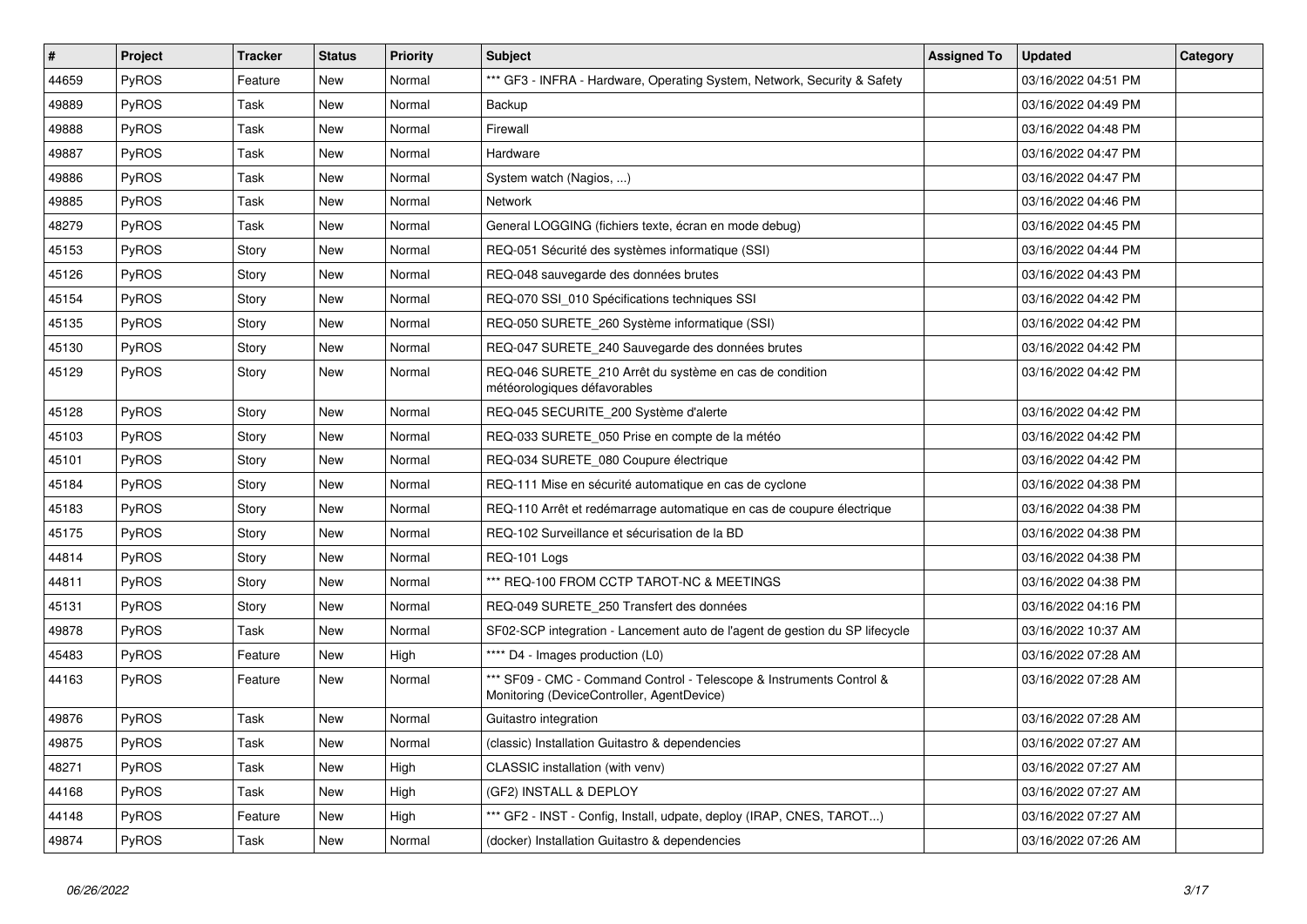| # | Project | Tracker | Status | Priority | Subject | Assigned To | Updated | Category |
|---|---|---|---|---|---|---|---|---|
| 44659 | PyROS | Feature | New | Normal | *** GF3 - INFRA - Hardware, Operating System, Network, Security & Safety | | 03/16/2022 04:51 PM | |
| 49889 | PyROS | Task | New | Normal | Backup | | 03/16/2022 04:49 PM | |
| 49888 | PyROS | Task | New | Normal | Firewall | | 03/16/2022 04:48 PM | |
| 49887 | PyROS | Task | New | Normal | Hardware | | 03/16/2022 04:47 PM | |
| 49886 | PyROS | Task | New | Normal | System watch (Nagios, ...) | | 03/16/2022 04:47 PM | |
| 49885 | PyROS | Task | New | Normal | Network | | 03/16/2022 04:46 PM | |
| 48279 | PyROS | Task | New | Normal | General LOGGING (fichiers texte, écran en mode debug) | | 03/16/2022 04:45 PM | |
| 45153 | PyROS | Story | New | Normal | REQ-051 Sécurité des systèmes informatique (SSI) | | 03/16/2022 04:44 PM | |
| 45126 | PyROS | Story | New | Normal | REQ-048 sauvegarde des données brutes | | 03/16/2022 04:43 PM | |
| 45154 | PyROS | Story | New | Normal | REQ-070 SSI_010 Spécifications techniques SSI | | 03/16/2022 04:42 PM | |
| 45135 | PyROS | Story | New | Normal | REQ-050 SURETE_260 Système informatique (SSI) | | 03/16/2022 04:42 PM | |
| 45130 | PyROS | Story | New | Normal | REQ-047 SURETE_240 Sauvegarde des données brutes | | 03/16/2022 04:42 PM | |
| 45129 | PyROS | Story | New | Normal | REQ-046 SURETE_210 Arrêt du système en cas de condition météorologiques défavorables | | 03/16/2022 04:42 PM | |
| 45128 | PyROS | Story | New | Normal | REQ-045 SECURITE_200 Système d'alerte | | 03/16/2022 04:42 PM | |
| 45103 | PyROS | Story | New | Normal | REQ-033 SURETE_050 Prise en compte de la météo | | 03/16/2022 04:42 PM | |
| 45101 | PyROS | Story | New | Normal | REQ-034 SURETE_080 Coupure électrique | | 03/16/2022 04:42 PM | |
| 45184 | PyROS | Story | New | Normal | REQ-111 Mise en sécurité automatique en cas de cyclone | | 03/16/2022 04:38 PM | |
| 45183 | PyROS | Story | New | Normal | REQ-110 Arrêt et redémarrage automatique en cas de coupure électrique | | 03/16/2022 04:38 PM | |
| 45175 | PyROS | Story | New | Normal | REQ-102 Surveillance et sécurisation de la BD | | 03/16/2022 04:38 PM | |
| 44814 | PyROS | Story | New | Normal | REQ-101 Logs | | 03/16/2022 04:38 PM | |
| 44811 | PyROS | Story | New | Normal | *** REQ-100 FROM CCTP TAROT-NC & MEETINGS | | 03/16/2022 04:38 PM | |
| 45131 | PyROS | Story | New | Normal | REQ-049 SURETE_250 Transfert des données | | 03/16/2022 04:16 PM | |
| 49878 | PyROS | Task | New | Normal | SF02-SCP integration - Lancement auto de l'agent de gestion du SP lifecycle | | 03/16/2022 10:37 AM | |
| 45483 | PyROS | Feature | New | High | **** D4 - Images production (L0) | | 03/16/2022 07:28 AM | |
| 44163 | PyROS | Feature | New | Normal | *** SF09 - CMC - Command Control - Telescope & Instruments Control & Monitoring (DeviceController, AgentDevice) | | 03/16/2022 07:28 AM | |
| 49876 | PyROS | Task | New | Normal | Guitastro integration | | 03/16/2022 07:28 AM | |
| 49875 | PyROS | Task | New | Normal | (classic) Installation Guitastro & dependencies | | 03/16/2022 07:27 AM | |
| 48271 | PyROS | Task | New | High | CLASSIC installation (with venv) | | 03/16/2022 07:27 AM | |
| 44168 | PyROS | Task | New | High | (GF2) INSTALL & DEPLOY | | 03/16/2022 07:27 AM | |
| 44148 | PyROS | Feature | New | High | *** GF2 - INST - Config, Install, udpate, deploy (IRAP, CNES, TAROT...) | | 03/16/2022 07:27 AM | |
| 49874 | PyROS | Task | New | Normal | (docker) Installation Guitastro & dependencies | | 03/16/2022 07:26 AM | |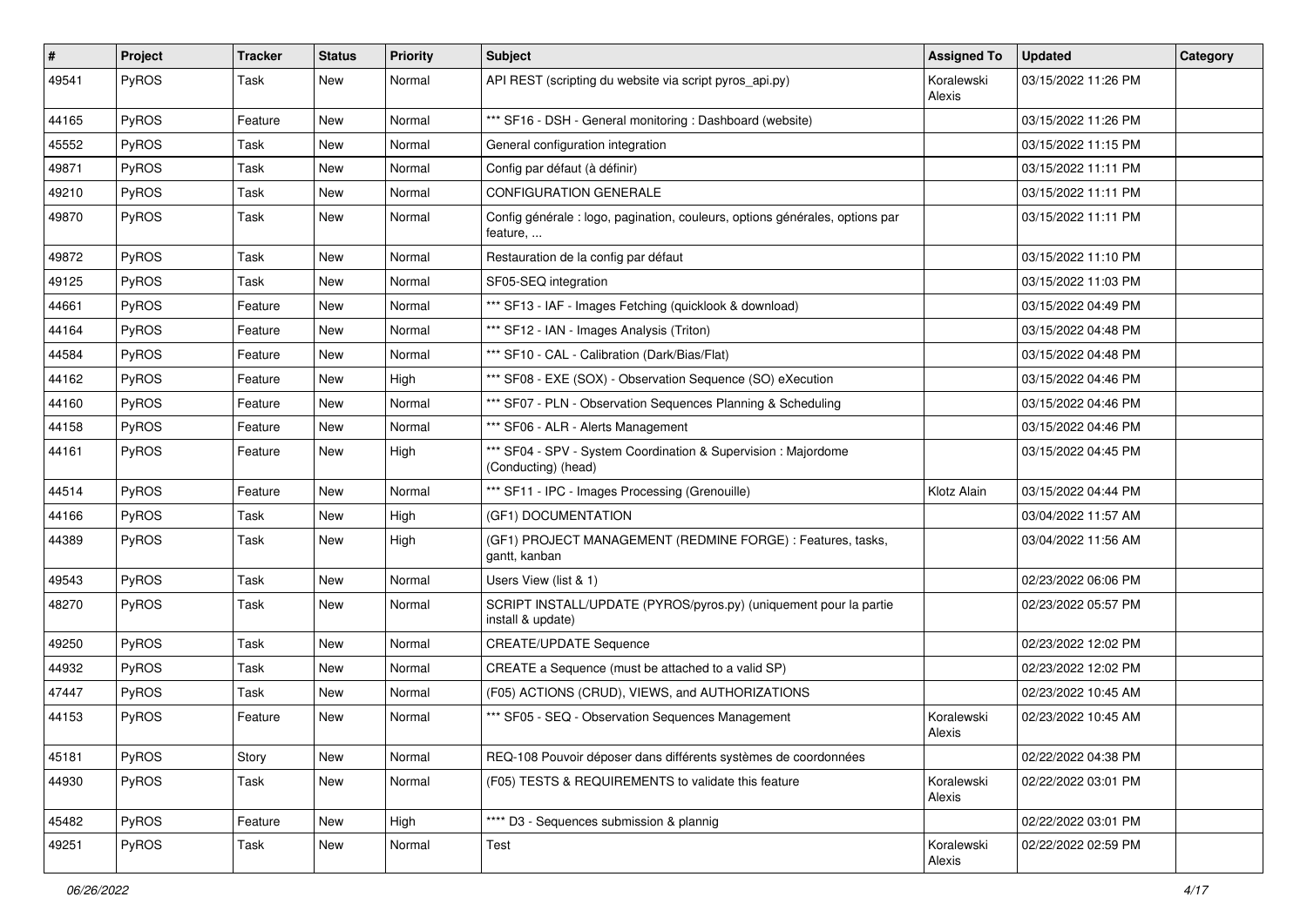| # | Project | Tracker | Status | Priority | Subject | Assigned To | Updated | Category |
|---|---|---|---|---|---|---|---|---|
| 49541 | PyROS | Task | New | Normal | API REST (scripting du website via script pyros_api.py) | Koralewski Alexis | 03/15/2022 11:26 PM | |
| 44165 | PyROS | Feature | New | Normal | *** SF16 - DSH - General monitoring : Dashboard (website) | | 03/15/2022 11:26 PM | |
| 45552 | PyROS | Task | New | Normal | General configuration integration | | 03/15/2022 11:15 PM | |
| 49871 | PyROS | Task | New | Normal | Config par défaut (à définir) | | 03/15/2022 11:11 PM | |
| 49210 | PyROS | Task | New | Normal | CONFIGURATION GENERALE | | 03/15/2022 11:11 PM | |
| 49870 | PyROS | Task | New | Normal | Config générale : logo, pagination, couleurs, options générales, options par feature, ... | | 03/15/2022 11:11 PM | |
| 49872 | PyROS | Task | New | Normal | Restauration de la config par défaut | | 03/15/2022 11:10 PM | |
| 49125 | PyROS | Task | New | Normal | SF05-SEQ integration | | 03/15/2022 11:03 PM | |
| 44661 | PyROS | Feature | New | Normal | *** SF13 - IAF - Images Fetching (quicklook & download) | | 03/15/2022 04:49 PM | |
| 44164 | PyROS | Feature | New | Normal | *** SF12 - IAN - Images Analysis (Triton) | | 03/15/2022 04:48 PM | |
| 44584 | PyROS | Feature | New | Normal | *** SF10 - CAL - Calibration (Dark/Bias/Flat) | | 03/15/2022 04:48 PM | |
| 44162 | PyROS | Feature | New | High | *** SF08 - EXE (SOX) - Observation Sequence (SO) eXecution | | 03/15/2022 04:46 PM | |
| 44160 | PyROS | Feature | New | Normal | *** SF07 - PLN - Observation Sequences Planning & Scheduling | | 03/15/2022 04:46 PM | |
| 44158 | PyROS | Feature | New | Normal | *** SF06 - ALR - Alerts Management | | 03/15/2022 04:46 PM | |
| 44161 | PyROS | Feature | New | High | *** SF04 - SPV - System Coordination & Supervision : Majordome (Conducting) (head) | | 03/15/2022 04:45 PM | |
| 44514 | PyROS | Feature | New | Normal | *** SF11 - IPC - Images Processing (Grenouille) | Klotz Alain | 03/15/2022 04:44 PM | |
| 44166 | PyROS | Task | New | High | (GF1) DOCUMENTATION | | 03/04/2022 11:57 AM | |
| 44389 | PyROS | Task | New | High | (GF1) PROJECT MANAGEMENT (REDMINE FORGE) : Features, tasks, gantt, kanban | | 03/04/2022 11:56 AM | |
| 49543 | PyROS | Task | New | Normal | Users View (list & 1) | | 02/23/2022 06:06 PM | |
| 48270 | PyROS | Task | New | Normal | SCRIPT INSTALL/UPDATE (PYROS/pyros.py) (uniquement pour la partie install & update) | | 02/23/2022 05:57 PM | |
| 49250 | PyROS | Task | New | Normal | CREATE/UPDATE Sequence | | 02/23/2022 12:02 PM | |
| 44932 | PyROS | Task | New | Normal | CREATE a Sequence (must be attached to a valid SP) | | 02/23/2022 12:02 PM | |
| 47447 | PyROS | Task | New | Normal | (F05) ACTIONS (CRUD), VIEWS, and AUTHORIZATIONS | | 02/23/2022 10:45 AM | |
| 44153 | PyROS | Feature | New | Normal | *** SF05 - SEQ - Observation Sequences Management | Koralewski Alexis | 02/23/2022 10:45 AM | |
| 45181 | PyROS | Story | New | Normal | REQ-108 Pouvoir déposer dans différents systèmes de coordonnées | | 02/22/2022 04:38 PM | |
| 44930 | PyROS | Task | New | Normal | (F05) TESTS & REQUIREMENTS to validate this feature | Koralewski Alexis | 02/22/2022 03:01 PM | |
| 45482 | PyROS | Feature | New | High | **** D3 - Sequences submission & plannig | | 02/22/2022 03:01 PM | |
| 49251 | PyROS | Task | New | Normal | Test | Koralewski Alexis | 02/22/2022 02:59 PM | |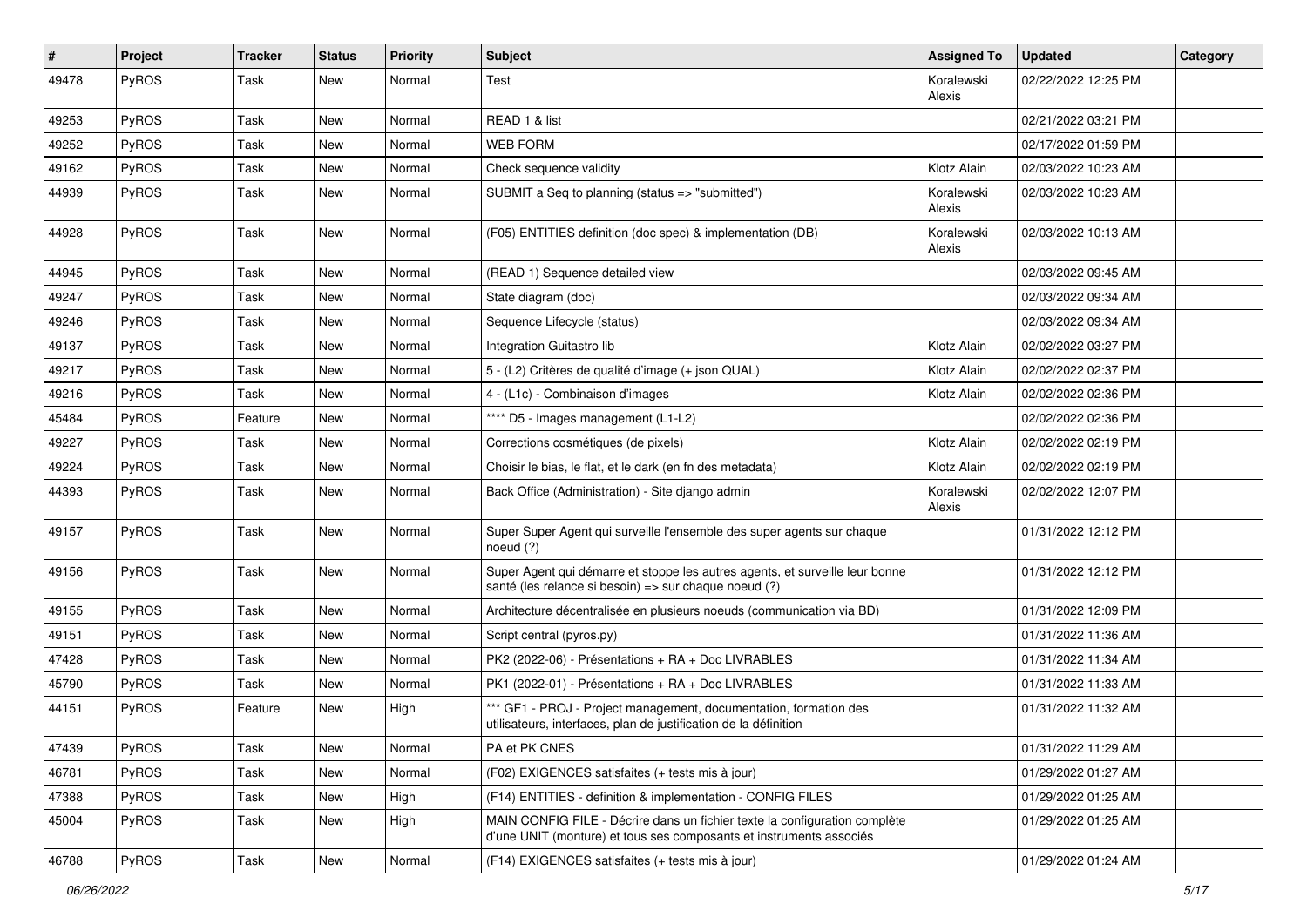| # | Project | Tracker | Status | Priority | Subject | Assigned To | Updated | Category |
|---|---|---|---|---|---|---|---|---|
| 49478 | PyROS | Task | New | Normal | Test | Koralewski Alexis | 02/22/2022 12:25 PM | |
| 49253 | PyROS | Task | New | Normal | READ 1 & list | | 02/21/2022 03:21 PM | |
| 49252 | PyROS | Task | New | Normal | WEB FORM | | 02/17/2022 01:59 PM | |
| 49162 | PyROS | Task | New | Normal | Check sequence validity | Klotz Alain | 02/03/2022 10:23 AM | |
| 44939 | PyROS | Task | New | Normal | SUBMIT a Seq to planning (status => "submitted") | Koralewski Alexis | 02/03/2022 10:23 AM | |
| 44928 | PyROS | Task | New | Normal | (F05) ENTITIES definition (doc spec) & implementation (DB) | Koralewski Alexis | 02/03/2022 10:13 AM | |
| 44945 | PyROS | Task | New | Normal | (READ 1) Sequence detailed view | | 02/03/2022 09:45 AM | |
| 49247 | PyROS | Task | New | Normal | State diagram (doc) | | 02/03/2022 09:34 AM | |
| 49246 | PyROS | Task | New | Normal | Sequence Lifecycle (status) | | 02/03/2022 09:34 AM | |
| 49137 | PyROS | Task | New | Normal | Integration Guitastro lib | Klotz Alain | 02/02/2022 03:27 PM | |
| 49217 | PyROS | Task | New | Normal | 5 - (L2) Critères de qualité d'image (+ json QUAL) | Klotz Alain | 02/02/2022 02:37 PM | |
| 49216 | PyROS | Task | New | Normal | 4 - (L1c) - Combinaison d'images | Klotz Alain | 02/02/2022 02:36 PM | |
| 45484 | PyROS | Feature | New | Normal | **** D5 - Images management (L1-L2) | | 02/02/2022 02:36 PM | |
| 49227 | PyROS | Task | New | Normal | Corrections cosmétiques (de pixels) | Klotz Alain | 02/02/2022 02:19 PM | |
| 49224 | PyROS | Task | New | Normal | Choisir le bias, le flat, et le dark (en fn des metadata) | Klotz Alain | 02/02/2022 02:19 PM | |
| 44393 | PyROS | Task | New | Normal | Back Office (Administration) - Site django admin | Koralewski Alexis | 02/02/2022 12:07 PM | |
| 49157 | PyROS | Task | New | Normal | Super Super Agent qui surveille l'ensemble des super agents sur chaque noeud (?) | | 01/31/2022 12:12 PM | |
| 49156 | PyROS | Task | New | Normal | Super Agent qui démarre et stoppe les autres agents, et surveille leur bonne santé (les relance si besoin) => sur chaque noeud (?) | | 01/31/2022 12:12 PM | |
| 49155 | PyROS | Task | New | Normal | Architecture décentralisée en plusieurs noeuds (communication via BD) | | 01/31/2022 12:09 PM | |
| 49151 | PyROS | Task | New | Normal | Script central (pyros.py) | | 01/31/2022 11:36 AM | |
| 47428 | PyROS | Task | New | Normal | PK2 (2022-06) - Présentations + RA + Doc LIVRABLES | | 01/31/2022 11:34 AM | |
| 45790 | PyROS | Task | New | Normal | PK1 (2022-01) - Présentations + RA + Doc LIVRABLES | | 01/31/2022 11:33 AM | |
| 44151 | PyROS | Feature | New | High | *** GF1 - PROJ - Project management, documentation, formation des utilisateurs, interfaces, plan de justification de la définition | | 01/31/2022 11:32 AM | |
| 47439 | PyROS | Task | New | Normal | PA et PK CNES | | 01/31/2022 11:29 AM | |
| 46781 | PyROS | Task | New | Normal | (F02) EXIGENCES satisfaites (+ tests mis à jour) | | 01/29/2022 01:27 AM | |
| 47388 | PyROS | Task | New | High | (F14) ENTITIES - definition & implementation - CONFIG FILES | | 01/29/2022 01:25 AM | |
| 45004 | PyROS | Task | New | High | MAIN CONFIG FILE - Décrire dans un fichier texte la configuration complète d'une UNIT (monture) et tous ses composants et instruments associés | | 01/29/2022 01:25 AM | |
| 46788 | PyROS | Task | New | Normal | (F14) EXIGENCES satisfaites (+ tests mis à jour) | | 01/29/2022 01:24 AM | |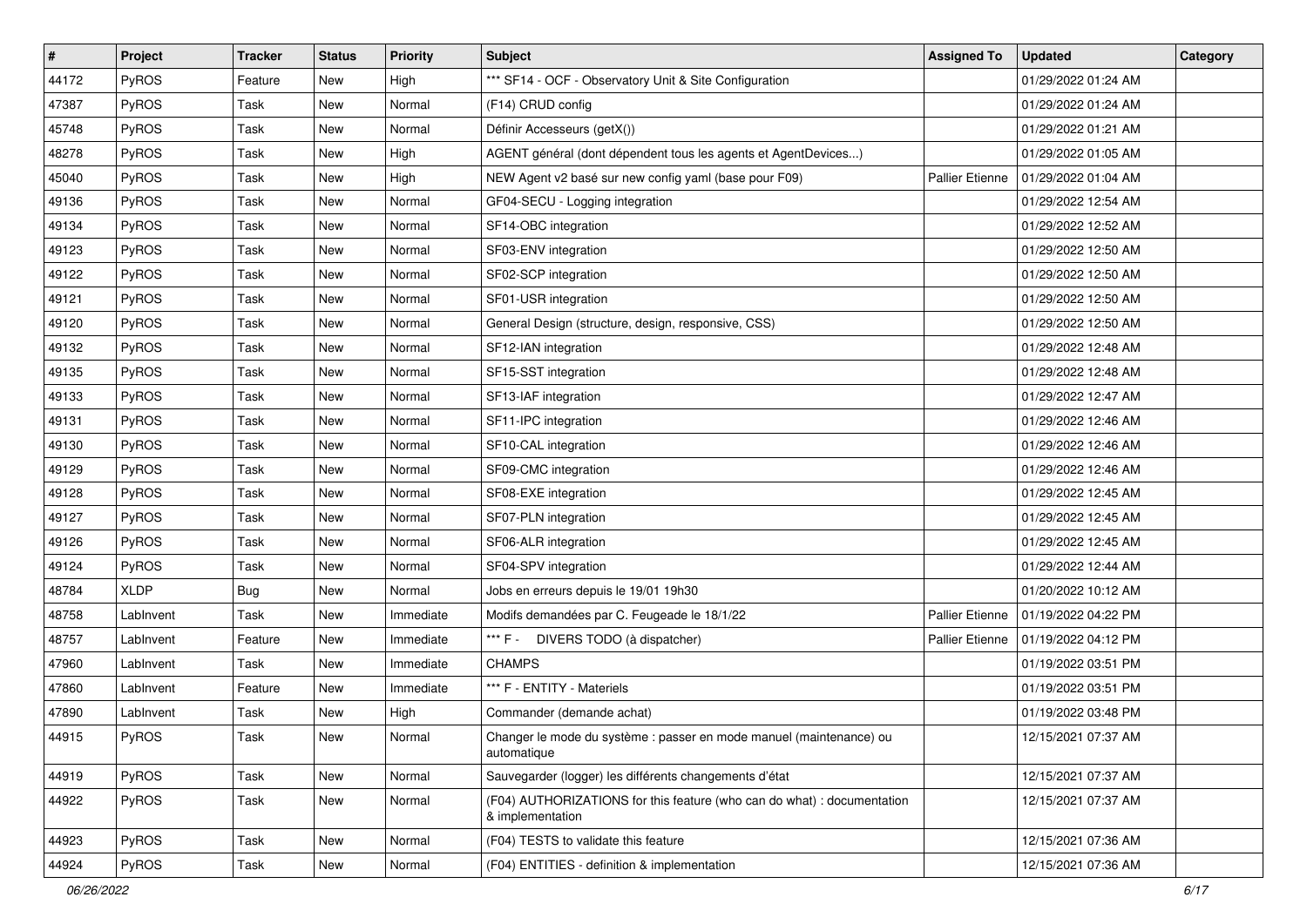| # | Project | Tracker | Status | Priority | Subject | Assigned To | Updated | Category |
|---|---|---|---|---|---|---|---|---|
| 44172 | PyROS | Feature | New | High | *** SF14 - OCF - Observatory Unit & Site Configuration | | 01/29/2022 01:24 AM | |
| 47387 | PyROS | Task | New | Normal | (F14) CRUD config | | 01/29/2022 01:24 AM | |
| 45748 | PyROS | Task | New | Normal | Définir Accesseurs (getX()) | | 01/29/2022 01:21 AM | |
| 48278 | PyROS | Task | New | High | AGENT général (dont dépendent tous les agents et AgentDevices...) | | 01/29/2022 01:05 AM | |
| 45040 | PyROS | Task | New | High | NEW Agent v2 basé sur new config yaml (base pour F09) | Pallier Etienne | 01/29/2022 01:04 AM | |
| 49136 | PyROS | Task | New | Normal | GF04-SECU - Logging integration | | 01/29/2022 12:54 AM | |
| 49134 | PyROS | Task | New | Normal | SF14-OBC integration | | 01/29/2022 12:52 AM | |
| 49123 | PyROS | Task | New | Normal | SF03-ENV integration | | 01/29/2022 12:50 AM | |
| 49122 | PyROS | Task | New | Normal | SF02-SCP integration | | 01/29/2022 12:50 AM | |
| 49121 | PyROS | Task | New | Normal | SF01-USR integration | | 01/29/2022 12:50 AM | |
| 49120 | PyROS | Task | New | Normal | General Design (structure, design, responsive, CSS) | | 01/29/2022 12:50 AM | |
| 49132 | PyROS | Task | New | Normal | SF12-IAN integration | | 01/29/2022 12:48 AM | |
| 49135 | PyROS | Task | New | Normal | SF15-SST integration | | 01/29/2022 12:48 AM | |
| 49133 | PyROS | Task | New | Normal | SF13-IAF integration | | 01/29/2022 12:47 AM | |
| 49131 | PyROS | Task | New | Normal | SF11-IPC integration | | 01/29/2022 12:46 AM | |
| 49130 | PyROS | Task | New | Normal | SF10-CAL integration | | 01/29/2022 12:46 AM | |
| 49129 | PyROS | Task | New | Normal | SF09-CMC integration | | 01/29/2022 12:46 AM | |
| 49128 | PyROS | Task | New | Normal | SF08-EXE integration | | 01/29/2022 12:45 AM | |
| 49127 | PyROS | Task | New | Normal | SF07-PLN integration | | 01/29/2022 12:45 AM | |
| 49126 | PyROS | Task | New | Normal | SF06-ALR integration | | 01/29/2022 12:45 AM | |
| 49124 | PyROS | Task | New | Normal | SF04-SPV integration | | 01/29/2022 12:44 AM | |
| 48784 | XLDP | Bug | New | Normal | Jobs en erreurs depuis le 19/01 19h30 | | 01/20/2022 10:12 AM | |
| 48758 | LabInvent | Task | New | Immediate | Modifs demandées par C. Feugeade le 18/1/22 | Pallier Etienne | 01/19/2022 04:22 PM | |
| 48757 | LabInvent | Feature | New | Immediate | *** F - DIVERS TODO (à dispatcher) | Pallier Etienne | 01/19/2022 04:12 PM | |
| 47960 | LabInvent | Task | New | Immediate | CHAMPS | | 01/19/2022 03:51 PM | |
| 47860 | LabInvent | Feature | New | Immediate | *** F - ENTITY - Materiels | | 01/19/2022 03:51 PM | |
| 47890 | LabInvent | Task | New | High | Commander (demande achat) | | 01/19/2022 03:48 PM | |
| 44915 | PyROS | Task | New | Normal | Changer le mode du système : passer en mode manuel (maintenance) ou automatique | | 12/15/2021 07:37 AM | |
| 44919 | PyROS | Task | New | Normal | Sauvegarder (logger) les différents changements d'état | | 12/15/2021 07:37 AM | |
| 44922 | PyROS | Task | New | Normal | (F04) AUTHORIZATIONS for this feature (who can do what) : documentation & implementation | | 12/15/2021 07:37 AM | |
| 44923 | PyROS | Task | New | Normal | (F04) TESTS to validate this feature | | 12/15/2021 07:36 AM | |
| 44924 | PyROS | Task | New | Normal | (F04) ENTITIES - definition & implementation | | 12/15/2021 07:36 AM | |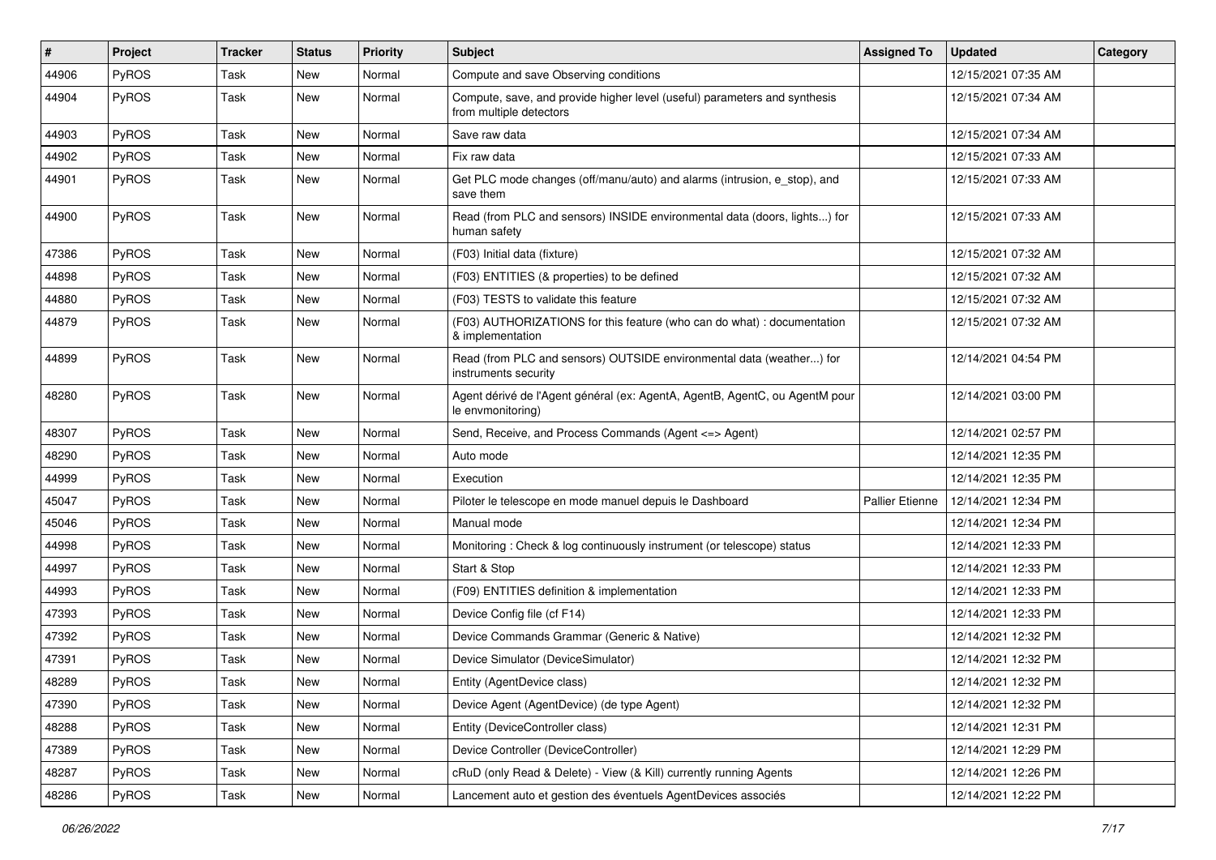| # | Project | Tracker | Status | Priority | Subject | Assigned To | Updated | Category |
|---|---|---|---|---|---|---|---|---|
| 44906 | PyROS | Task | New | Normal | Compute and save Observing conditions | | 12/15/2021 07:35 AM | |
| 44904 | PyROS | Task | New | Normal | Compute, save, and provide higher level (useful) parameters and synthesis from multiple detectors | | 12/15/2021 07:34 AM | |
| 44903 | PyROS | Task | New | Normal | Save raw data | | 12/15/2021 07:34 AM | |
| 44902 | PyROS | Task | New | Normal | Fix raw data | | 12/15/2021 07:33 AM | |
| 44901 | PyROS | Task | New | Normal | Get PLC mode changes (off/manu/auto) and alarms (intrusion, e_stop), and save them | | 12/15/2021 07:33 AM | |
| 44900 | PyROS | Task | New | Normal | Read (from PLC and sensors) INSIDE environmental data (doors, lights...) for human safety | | 12/15/2021 07:33 AM | |
| 47386 | PyROS | Task | New | Normal | (F03) Initial data (fixture) | | 12/15/2021 07:32 AM | |
| 44898 | PyROS | Task | New | Normal | (F03) ENTITIES (& properties) to be defined | | 12/15/2021 07:32 AM | |
| 44880 | PyROS | Task | New | Normal | (F03) TESTS to validate this feature | | 12/15/2021 07:32 AM | |
| 44879 | PyROS | Task | New | Normal | (F03) AUTHORIZATIONS for this feature (who can do what) : documentation & implementation | | 12/15/2021 07:32 AM | |
| 44899 | PyROS | Task | New | Normal | Read (from PLC and sensors) OUTSIDE environmental data (weather...) for instruments security | | 12/14/2021 04:54 PM | |
| 48280 | PyROS | Task | New | Normal | Agent dérivé de l'Agent général (ex: AgentA, AgentB, AgentC, ou AgentM pour le envmonitoring) | | 12/14/2021 03:00 PM | |
| 48307 | PyROS | Task | New | Normal | Send, Receive, and Process Commands (Agent <=> Agent) | | 12/14/2021 02:57 PM | |
| 48290 | PyROS | Task | New | Normal | Auto mode | | 12/14/2021 12:35 PM | |
| 44999 | PyROS | Task | New | Normal | Execution | | 12/14/2021 12:35 PM | |
| 45047 | PyROS | Task | New | Normal | Piloter le telescope en mode manuel depuis le Dashboard | Pallier Etienne | 12/14/2021 12:34 PM | |
| 45046 | PyROS | Task | New | Normal | Manual mode | | 12/14/2021 12:34 PM | |
| 44998 | PyROS | Task | New | Normal | Monitoring : Check & log continuously instrument (or telescope) status | | 12/14/2021 12:33 PM | |
| 44997 | PyROS | Task | New | Normal | Start & Stop | | 12/14/2021 12:33 PM | |
| 44993 | PyROS | Task | New | Normal | (F09) ENTITIES definition & implementation | | 12/14/2021 12:33 PM | |
| 47393 | PyROS | Task | New | Normal | Device Config file (cf F14) | | 12/14/2021 12:33 PM | |
| 47392 | PyROS | Task | New | Normal | Device Commands Grammar (Generic & Native) | | 12/14/2021 12:32 PM | |
| 47391 | PyROS | Task | New | Normal | Device Simulator (DeviceSimulator) | | 12/14/2021 12:32 PM | |
| 48289 | PyROS | Task | New | Normal | Entity (AgentDevice class) | | 12/14/2021 12:32 PM | |
| 47390 | PyROS | Task | New | Normal | Device Agent (AgentDevice) (de type Agent) | | 12/14/2021 12:32 PM | |
| 48288 | PyROS | Task | New | Normal | Entity (DeviceController class) | | 12/14/2021 12:31 PM | |
| 47389 | PyROS | Task | New | Normal | Device Controller (DeviceController) | | 12/14/2021 12:29 PM | |
| 48287 | PyROS | Task | New | Normal | cRuD (only Read & Delete) - View (& Kill) currently running Agents | | 12/14/2021 12:26 PM | |
| 48286 | PyROS | Task | New | Normal | Lancement auto et gestion des éventuels AgentDevices associés | | 12/14/2021 12:22 PM | |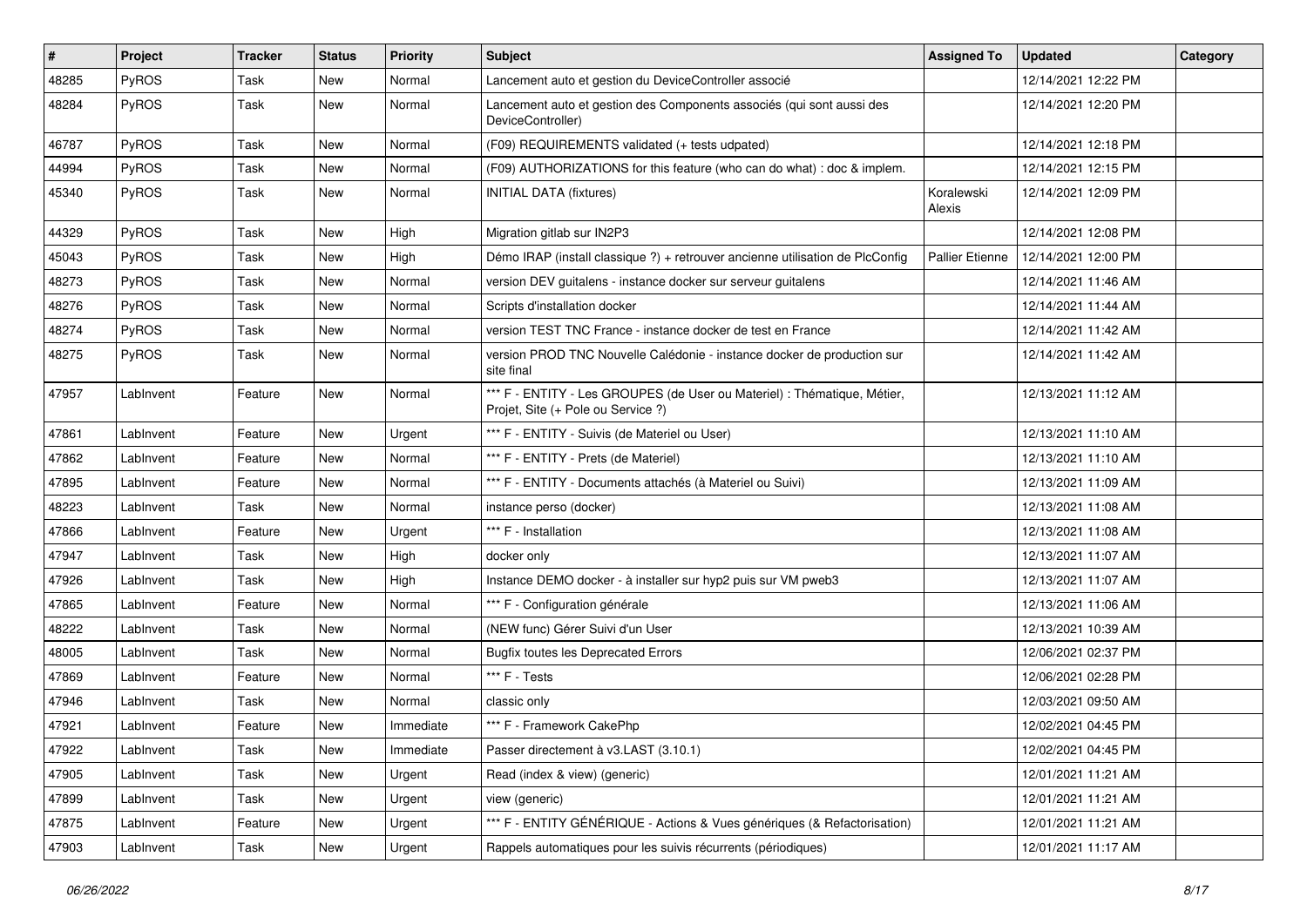| # | Project | Tracker | Status | Priority | Subject | Assigned To | Updated | Category |
|---|---|---|---|---|---|---|---|---|
| 48285 | PyROS | Task | New | Normal | Lancement auto et gestion du DeviceController associé | | 12/14/2021 12:22 PM | |
| 48284 | PyROS | Task | New | Normal | Lancement auto et gestion des Components associés (qui sont aussi des DeviceController) | | 12/14/2021 12:20 PM | |
| 46787 | PyROS | Task | New | Normal | (F09) REQUIREMENTS validated (+ tests udpated) | | 12/14/2021 12:18 PM | |
| 44994 | PyROS | Task | New | Normal | (F09) AUTHORIZATIONS for this feature (who can do what) : doc & implem. | | 12/14/2021 12:15 PM | |
| 45340 | PyROS | Task | New | Normal | INITIAL DATA (fixtures) | Koralewski Alexis | 12/14/2021 12:09 PM | |
| 44329 | PyROS | Task | New | High | Migration gitlab sur IN2P3 | | 12/14/2021 12:08 PM | |
| 45043 | PyROS | Task | New | High | Démo IRAP (install classique ?) + retrouver ancienne utilisation de PlcConfig | Pallier Etienne | 12/14/2021 12:00 PM | |
| 48273 | PyROS | Task | New | Normal | version DEV guitalens - instance docker sur serveur guitalens | | 12/14/2021 11:46 AM | |
| 48276 | PyROS | Task | New | Normal | Scripts d'installation docker | | 12/14/2021 11:44 AM | |
| 48274 | PyROS | Task | New | Normal | version TEST TNC France - instance docker de test en France | | 12/14/2021 11:42 AM | |
| 48275 | PyROS | Task | New | Normal | version PROD TNC Nouvelle Calédonie - instance docker de production sur site final | | 12/14/2021 11:42 AM | |
| 47957 | LabInvent | Feature | New | Normal | *** F - ENTITY - Les GROUPES (de User ou Materiel) : Thématique, Métier, Projet, Site (+ Pole ou Service ?) | | 12/13/2021 11:12 AM | |
| 47861 | LabInvent | Feature | New | Urgent | *** F - ENTITY - Suivis (de Materiel ou User) | | 12/13/2021 11:10 AM | |
| 47862 | LabInvent | Feature | New | Normal | *** F - ENTITY - Prets (de Materiel) | | 12/13/2021 11:10 AM | |
| 47895 | LabInvent | Feature | New | Normal | *** F - ENTITY - Documents attachés (à Materiel ou Suivi) | | 12/13/2021 11:09 AM | |
| 48223 | LabInvent | Task | New | Normal | instance perso (docker) | | 12/13/2021 11:08 AM | |
| 47866 | LabInvent | Feature | New | Urgent | *** F - Installation | | 12/13/2021 11:08 AM | |
| 47947 | LabInvent | Task | New | High | docker only | | 12/13/2021 11:07 AM | |
| 47926 | LabInvent | Task | New | High | Instance DEMO docker - à installer sur hyp2 puis sur VM pweb3 | | 12/13/2021 11:07 AM | |
| 47865 | LabInvent | Feature | New | Normal | *** F - Configuration générale | | 12/13/2021 11:06 AM | |
| 48222 | LabInvent | Task | New | Normal | (NEW func) Gérer Suivi d'un User | | 12/13/2021 10:39 AM | |
| 48005 | LabInvent | Task | New | Normal | Bugfix toutes les Deprecated Errors | | 12/06/2021 02:37 PM | |
| 47869 | LabInvent | Feature | New | Normal | *** F - Tests | | 12/06/2021 02:28 PM | |
| 47946 | LabInvent | Task | New | Normal | classic only | | 12/03/2021 09:50 AM | |
| 47921 | LabInvent | Feature | New | Immediate | *** F - Framework CakePhp | | 12/02/2021 04:45 PM | |
| 47922 | LabInvent | Task | New | Immediate | Passer directement à v3.LAST (3.10.1) | | 12/02/2021 04:45 PM | |
| 47905 | LabInvent | Task | New | Urgent | Read (index & view) (generic) | | 12/01/2021 11:21 AM | |
| 47899 | LabInvent | Task | New | Urgent | view (generic) | | 12/01/2021 11:21 AM | |
| 47875 | LabInvent | Feature | New | Urgent | *** F - ENTITY GÉNÉRIQUE - Actions & Vues génériques (& Refactorisation) | | 12/01/2021 11:21 AM | |
| 47903 | LabInvent | Task | New | Urgent | Rappels automatiques pour les suivis récurrents (périodiques) | | 12/01/2021 11:17 AM | |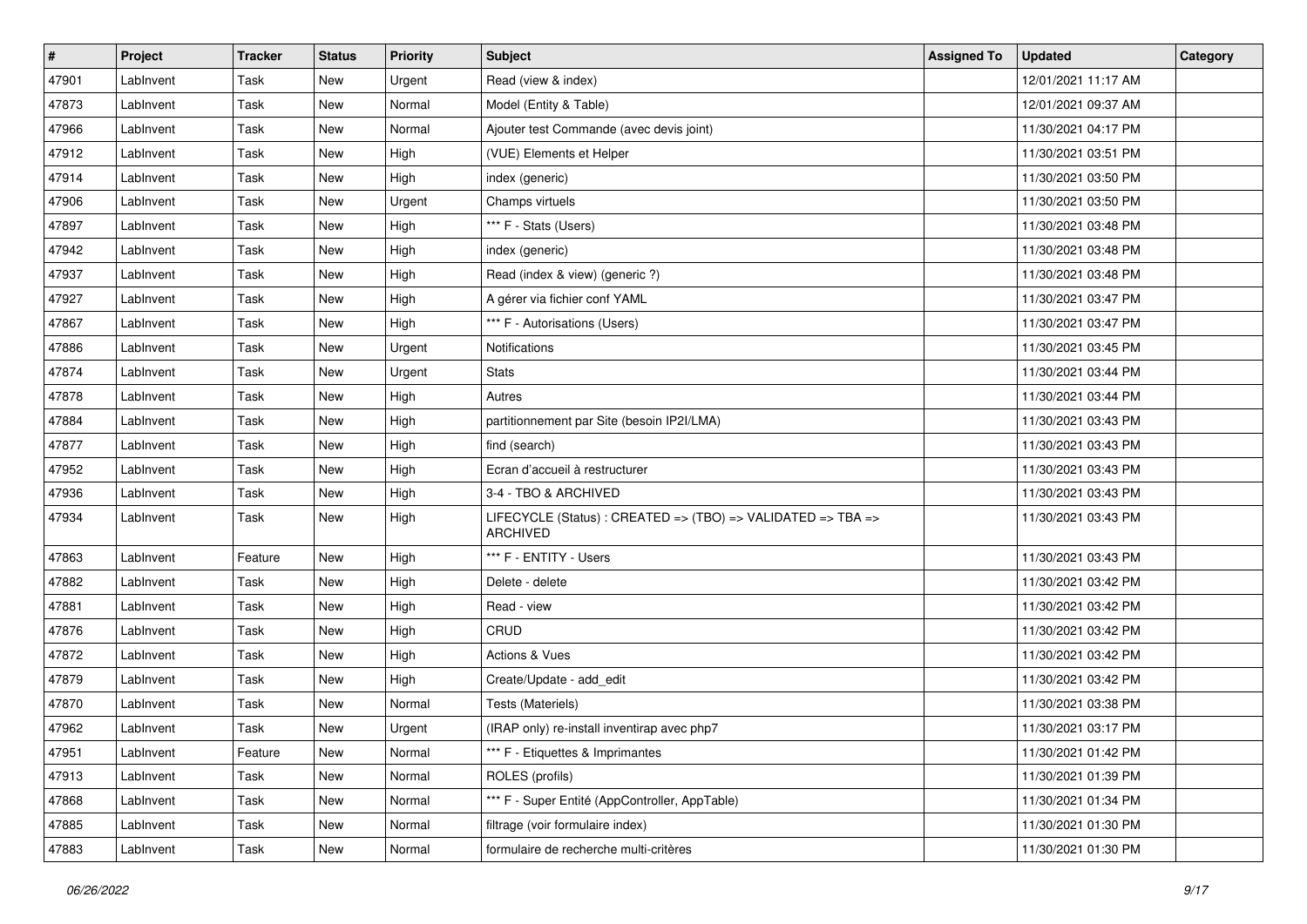| # | Project | Tracker | Status | Priority | Subject | Assigned To | Updated | Category |
|---|---|---|---|---|---|---|---|---|
| 47901 | LabInvent | Task | New | Urgent | Read (view & index) | | 12/01/2021 11:17 AM | |
| 47873 | LabInvent | Task | New | Normal | Model (Entity & Table) | | 12/01/2021 09:37 AM | |
| 47966 | LabInvent | Task | New | Normal | Ajouter test Commande (avec devis joint) | | 11/30/2021 04:17 PM | |
| 47912 | LabInvent | Task | New | High | (VUE) Elements et Helper | | 11/30/2021 03:51 PM | |
| 47914 | LabInvent | Task | New | High | index (generic) | | 11/30/2021 03:50 PM | |
| 47906 | LabInvent | Task | New | Urgent | Champs virtuels | | 11/30/2021 03:50 PM | |
| 47897 | LabInvent | Task | New | High | *** F - Stats (Users) | | 11/30/2021 03:48 PM | |
| 47942 | LabInvent | Task | New | High | index (generic) | | 11/30/2021 03:48 PM | |
| 47937 | LabInvent | Task | New | High | Read (index & view) (generic ?) | | 11/30/2021 03:48 PM | |
| 47927 | LabInvent | Task | New | High | A gérer via fichier conf YAML | | 11/30/2021 03:47 PM | |
| 47867 | LabInvent | Task | New | High | *** F - Autorisations (Users) | | 11/30/2021 03:47 PM | |
| 47886 | LabInvent | Task | New | Urgent | Notifications | | 11/30/2021 03:45 PM | |
| 47874 | LabInvent | Task | New | Urgent | Stats | | 11/30/2021 03:44 PM | |
| 47878 | LabInvent | Task | New | High | Autres | | 11/30/2021 03:44 PM | |
| 47884 | LabInvent | Task | New | High | partitionnement par Site (besoin IP2I/LMA) | | 11/30/2021 03:43 PM | |
| 47877 | LabInvent | Task | New | High | find (search) | | 11/30/2021 03:43 PM | |
| 47952 | LabInvent | Task | New | High | Ecran d'accueil à restructurer | | 11/30/2021 03:43 PM | |
| 47936 | LabInvent | Task | New | High | 3-4 - TBO & ARCHIVED | | 11/30/2021 03:43 PM | |
| 47934 | LabInvent | Task | New | High | LIFECYCLE (Status) : CREATED => (TBO) => VALIDATED => TBA => ARCHIVED | | 11/30/2021 03:43 PM | |
| 47863 | LabInvent | Feature | New | High | *** F - ENTITY - Users | | 11/30/2021 03:43 PM | |
| 47882 | LabInvent | Task | New | High | Delete - delete | | 11/30/2021 03:42 PM | |
| 47881 | LabInvent | Task | New | High | Read - view | | 11/30/2021 03:42 PM | |
| 47876 | LabInvent | Task | New | High | CRUD | | 11/30/2021 03:42 PM | |
| 47872 | LabInvent | Task | New | High | Actions & Vues | | 11/30/2021 03:42 PM | |
| 47879 | LabInvent | Task | New | High | Create/Update - add_edit | | 11/30/2021 03:42 PM | |
| 47870 | LabInvent | Task | New | Normal | Tests (Materiels) | | 11/30/2021 03:38 PM | |
| 47962 | LabInvent | Task | New | Urgent | (IRAP only) re-install inventirap avec php7 | | 11/30/2021 03:17 PM | |
| 47951 | LabInvent | Feature | New | Normal | *** F - Etiquettes & Imprimantes | | 11/30/2021 01:42 PM | |
| 47913 | LabInvent | Task | New | Normal | ROLES (profils) | | 11/30/2021 01:39 PM | |
| 47868 | LabInvent | Task | New | Normal | *** F - Super Entité (AppController, AppTable) | | 11/30/2021 01:34 PM | |
| 47885 | LabInvent | Task | New | Normal | filtrage (voir formulaire index) | | 11/30/2021 01:30 PM | |
| 47883 | LabInvent | Task | New | Normal | formulaire de recherche multi-critères | | 11/30/2021 01:30 PM | |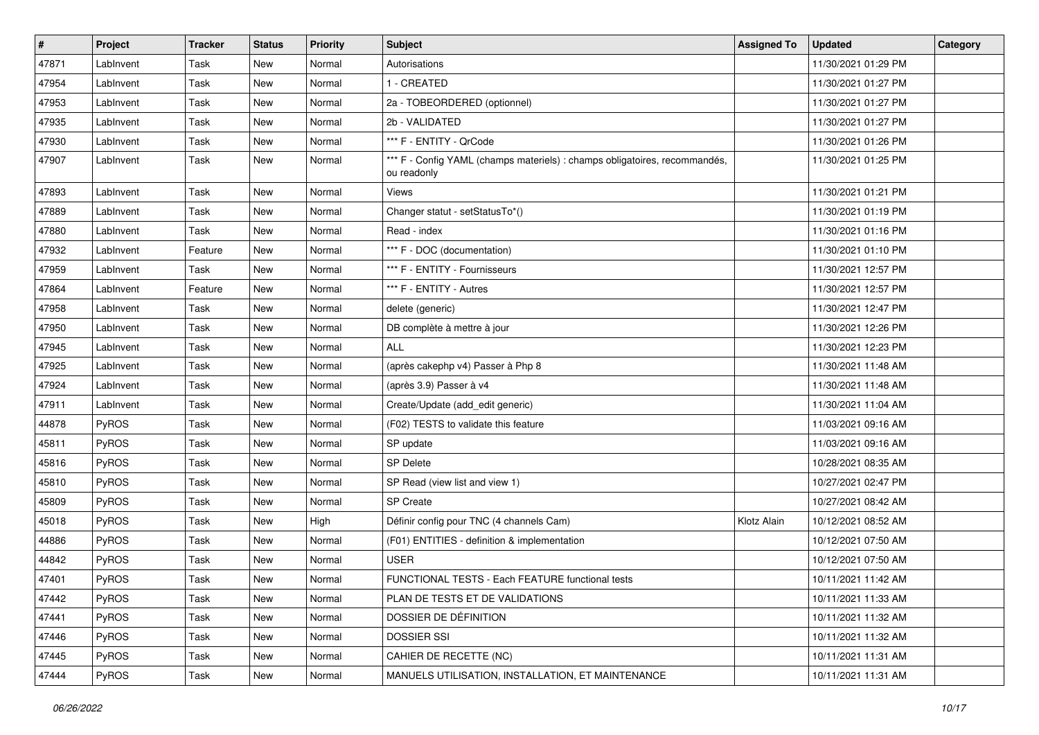| # | Project | Tracker | Status | Priority | Subject | Assigned To | Updated | Category |
|---|---|---|---|---|---|---|---|---|
| 47871 | LabInvent | Task | New | Normal | Autorisations | | 11/30/2021 01:29 PM | |
| 47954 | LabInvent | Task | New | Normal | 1 - CREATED | | 11/30/2021 01:27 PM | |
| 47953 | LabInvent | Task | New | Normal | 2a - TOBEORDERED (optionnel) | | 11/30/2021 01:27 PM | |
| 47935 | LabInvent | Task | New | Normal | 2b - VALIDATED | | 11/30/2021 01:27 PM | |
| 47930 | LabInvent | Task | New | Normal | *** F - ENTITY - QrCode | | 11/30/2021 01:26 PM | |
| 47907 | LabInvent | Task | New | Normal | *** F - Config YAML (champs materiels) : champs obligatoires, recommandés, ou readonly | | 11/30/2021 01:25 PM | |
| 47893 | LabInvent | Task | New | Normal | Views | | 11/30/2021 01:21 PM | |
| 47889 | LabInvent | Task | New | Normal | Changer statut - setStatusTo*() | | 11/30/2021 01:19 PM | |
| 47880 | LabInvent | Task | New | Normal | Read - index | | 11/30/2021 01:16 PM | |
| 47932 | LabInvent | Feature | New | Normal | *** F - DOC (documentation) | | 11/30/2021 01:10 PM | |
| 47959 | LabInvent | Task | New | Normal | *** F - ENTITY - Fournisseurs | | 11/30/2021 12:57 PM | |
| 47864 | LabInvent | Feature | New | Normal | *** F - ENTITY - Autres | | 11/30/2021 12:57 PM | |
| 47958 | LabInvent | Task | New | Normal | delete (generic) | | 11/30/2021 12:47 PM | |
| 47950 | LabInvent | Task | New | Normal | DB complète à mettre à jour | | 11/30/2021 12:26 PM | |
| 47945 | LabInvent | Task | New | Normal | ALL | | 11/30/2021 12:23 PM | |
| 47925 | LabInvent | Task | New | Normal | (après cakephp v4) Passer à Php 8 | | 11/30/2021 11:48 AM | |
| 47924 | LabInvent | Task | New | Normal | (après 3.9) Passer à v4 | | 11/30/2021 11:48 AM | |
| 47911 | LabInvent | Task | New | Normal | Create/Update (add_edit generic) | | 11/30/2021 11:04 AM | |
| 44878 | PyROS | Task | New | Normal | (F02) TESTS to validate this feature | | 11/03/2021 09:16 AM | |
| 45811 | PyROS | Task | New | Normal | SP update | | 11/03/2021 09:16 AM | |
| 45816 | PyROS | Task | New | Normal | SP Delete | | 10/28/2021 08:35 AM | |
| 45810 | PyROS | Task | New | Normal | SP Read (view list and view 1) | | 10/27/2021 02:47 PM | |
| 45809 | PyROS | Task | New | Normal | SP Create | | 10/27/2021 08:42 AM | |
| 45018 | PyROS | Task | New | High | Définir config pour TNC (4 channels Cam) | Klotz Alain | 10/12/2021 08:52 AM | |
| 44886 | PyROS | Task | New | Normal | (F01) ENTITIES - definition & implementation | | 10/12/2021 07:50 AM | |
| 44842 | PyROS | Task | New | Normal | USER | | 10/12/2021 07:50 AM | |
| 47401 | PyROS | Task | New | Normal | FUNCTIONAL TESTS - Each FEATURE functional tests | | 10/11/2021 11:42 AM | |
| 47442 | PyROS | Task | New | Normal | PLAN DE TESTS ET DE VALIDATIONS | | 10/11/2021 11:33 AM | |
| 47441 | PyROS | Task | New | Normal | DOSSIER DE DÉFINITION | | 10/11/2021 11:32 AM | |
| 47446 | PyROS | Task | New | Normal | DOSSIER SSI | | 10/11/2021 11:32 AM | |
| 47445 | PyROS | Task | New | Normal | CAHIER DE RECETTE (NC) | | 10/11/2021 11:31 AM | |
| 47444 | PyROS | Task | New | Normal | MANUELS UTILISATION, INSTALLATION, ET MAINTENANCE | | 10/11/2021 11:31 AM | |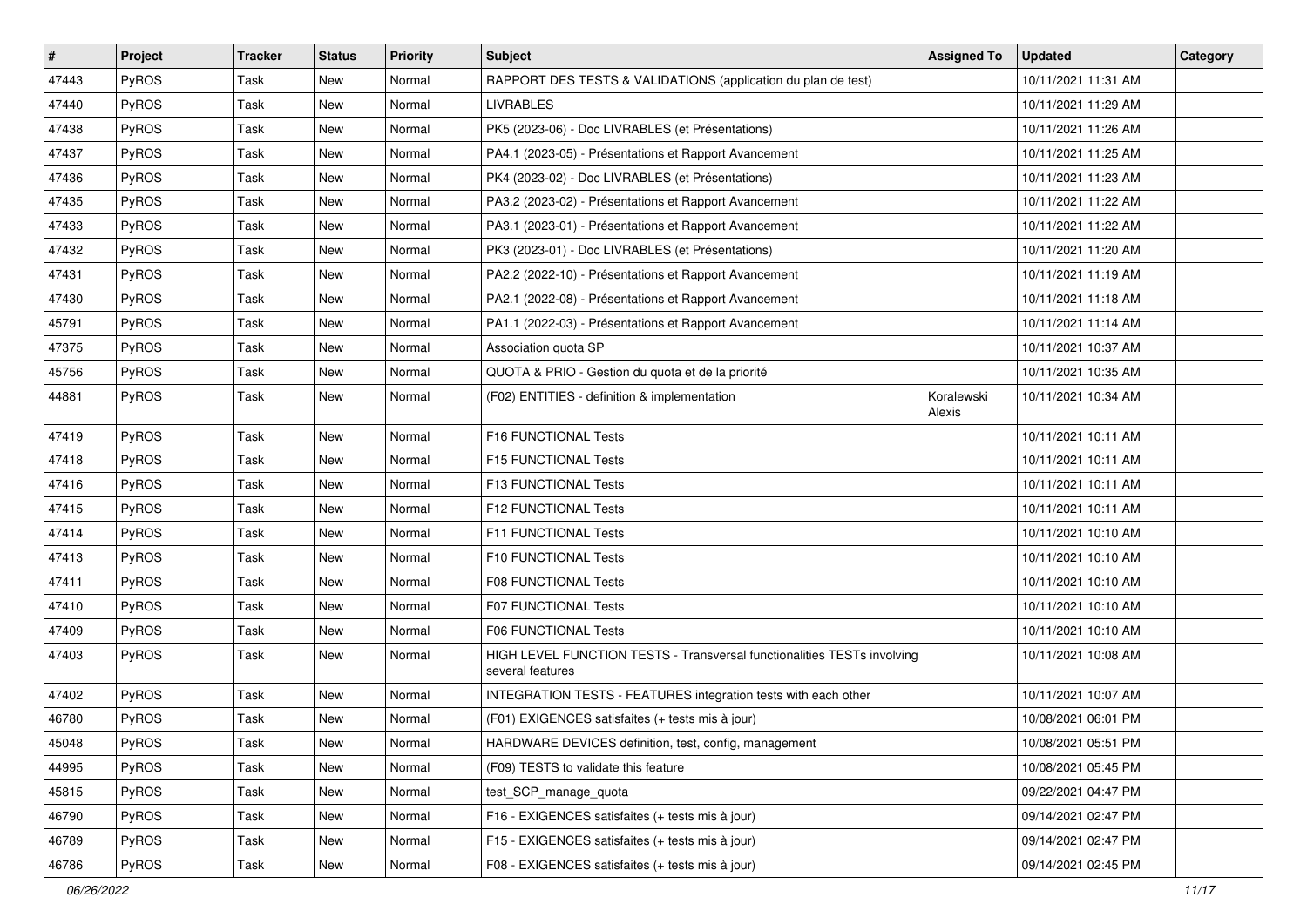| # | Project | Tracker | Status | Priority | Subject | Assigned To | Updated | Category |
|---|---|---|---|---|---|---|---|---|
| 47443 | PyROS | Task | New | Normal | RAPPORT DES TESTS & VALIDATIONS (application du plan de test) | | 10/11/2021 11:31 AM | |
| 47440 | PyROS | Task | New | Normal | LIVRABLES | | 10/11/2021 11:29 AM | |
| 47438 | PyROS | Task | New | Normal | PK5 (2023-06) - Doc LIVRABLES (et Présentations) | | 10/11/2021 11:26 AM | |
| 47437 | PyROS | Task | New | Normal | PA4.1 (2023-05) - Présentations et Rapport Avancement | | 10/11/2021 11:25 AM | |
| 47436 | PyROS | Task | New | Normal | PK4 (2023-02) - Doc LIVRABLES (et Présentations) | | 10/11/2021 11:23 AM | |
| 47435 | PyROS | Task | New | Normal | PA3.2 (2023-02) - Présentations et Rapport Avancement | | 10/11/2021 11:22 AM | |
| 47433 | PyROS | Task | New | Normal | PA3.1 (2023-01) - Présentations et Rapport Avancement | | 10/11/2021 11:22 AM | |
| 47432 | PyROS | Task | New | Normal | PK3 (2023-01) - Doc LIVRABLES (et Présentations) | | 10/11/2021 11:20 AM | |
| 47431 | PyROS | Task | New | Normal | PA2.2 (2022-10) - Présentations et Rapport Avancement | | 10/11/2021 11:19 AM | |
| 47430 | PyROS | Task | New | Normal | PA2.1 (2022-08) - Présentations et Rapport Avancement | | 10/11/2021 11:18 AM | |
| 45791 | PyROS | Task | New | Normal | PA1.1 (2022-03) - Présentations et Rapport Avancement | | 10/11/2021 11:14 AM | |
| 47375 | PyROS | Task | New | Normal | Association quota SP | | 10/11/2021 10:37 AM | |
| 45756 | PyROS | Task | New | Normal | QUOTA & PRIO - Gestion du quota et de la priorité | | 10/11/2021 10:35 AM | |
| 44881 | PyROS | Task | New | Normal | (F02) ENTITIES - definition & implementation | Koralewski Alexis | 10/11/2021 10:34 AM | |
| 47419 | PyROS | Task | New | Normal | F16 FUNCTIONAL Tests | | 10/11/2021 10:11 AM | |
| 47418 | PyROS | Task | New | Normal | F15 FUNCTIONAL Tests | | 10/11/2021 10:11 AM | |
| 47416 | PyROS | Task | New | Normal | F13 FUNCTIONAL Tests | | 10/11/2021 10:11 AM | |
| 47415 | PyROS | Task | New | Normal | F12 FUNCTIONAL Tests | | 10/11/2021 10:11 AM | |
| 47414 | PyROS | Task | New | Normal | F11 FUNCTIONAL Tests | | 10/11/2021 10:10 AM | |
| 47413 | PyROS | Task | New | Normal | F10 FUNCTIONAL Tests | | 10/11/2021 10:10 AM | |
| 47411 | PyROS | Task | New | Normal | F08 FUNCTIONAL Tests | | 10/11/2021 10:10 AM | |
| 47410 | PyROS | Task | New | Normal | F07 FUNCTIONAL Tests | | 10/11/2021 10:10 AM | |
| 47409 | PyROS | Task | New | Normal | F06 FUNCTIONAL Tests | | 10/11/2021 10:10 AM | |
| 47403 | PyROS | Task | New | Normal | HIGH LEVEL FUNCTION TESTS - Transversal functionalities TESTs involving several features | | 10/11/2021 10:08 AM | |
| 47402 | PyROS | Task | New | Normal | INTEGRATION TESTS - FEATURES integration tests with each other | | 10/11/2021 10:07 AM | |
| 46780 | PyROS | Task | New | Normal | (F01) EXIGENCES satisfaites (+ tests mis à jour) | | 10/08/2021 06:01 PM | |
| 45048 | PyROS | Task | New | Normal | HARDWARE DEVICES definition, test, config, management | | 10/08/2021 05:51 PM | |
| 44995 | PyROS | Task | New | Normal | (F09) TESTS to validate this feature | | 10/08/2021 05:45 PM | |
| 45815 | PyROS | Task | New | Normal | test_SCP_manage_quota | | 09/22/2021 04:47 PM | |
| 46790 | PyROS | Task | New | Normal | F16 - EXIGENCES satisfaites (+ tests mis à jour) | | 09/14/2021 02:47 PM | |
| 46789 | PyROS | Task | New | Normal | F15 - EXIGENCES satisfaites (+ tests mis à jour) | | 09/14/2021 02:47 PM | |
| 46786 | PyROS | Task | New | Normal | F08 - EXIGENCES satisfaites (+ tests mis à jour) | | 09/14/2021 02:45 PM | |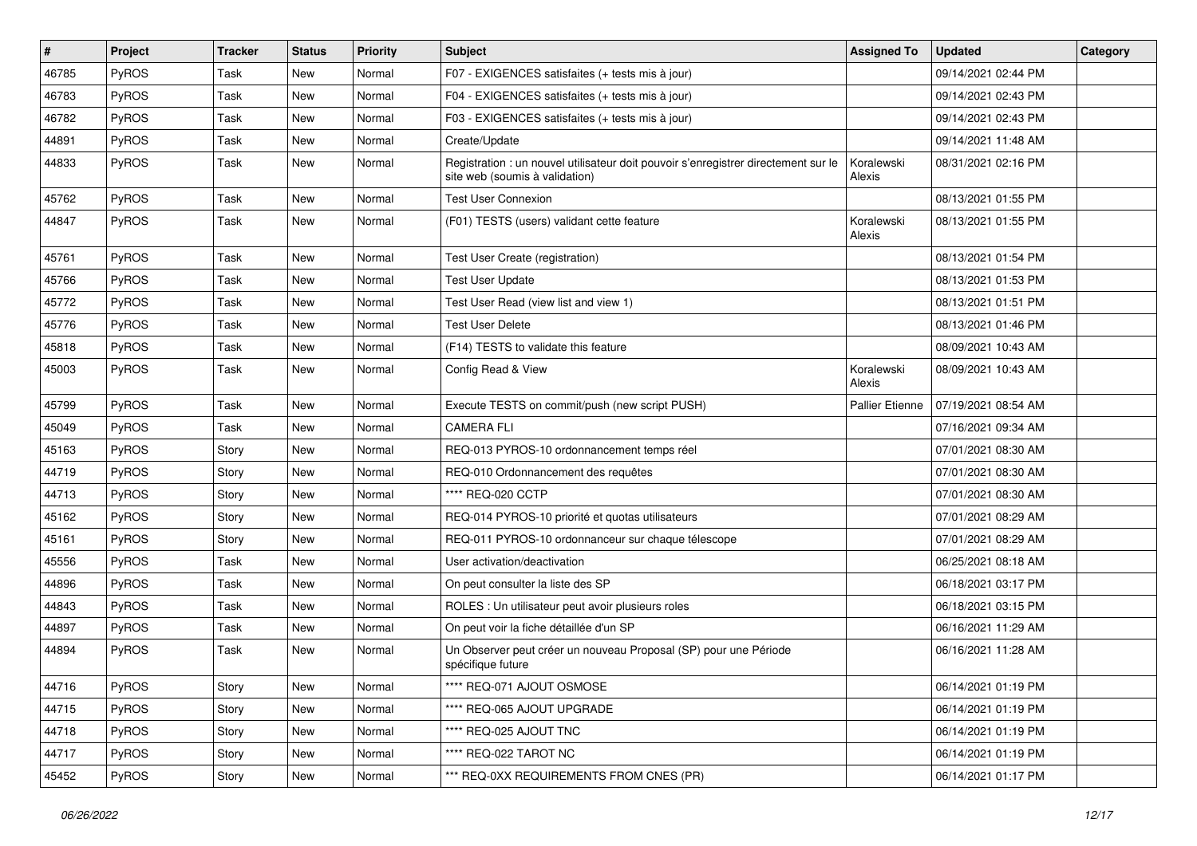| # | Project | Tracker | Status | Priority | Subject | Assigned To | Updated | Category |
|---|---|---|---|---|---|---|---|---|
| 46785 | PyROS | Task | New | Normal | F07 - EXIGENCES satisfaites (+ tests mis à jour) | | 09/14/2021 02:44 PM | |
| 46783 | PyROS | Task | New | Normal | F04 - EXIGENCES satisfaites (+ tests mis à jour) | | 09/14/2021 02:43 PM | |
| 46782 | PyROS | Task | New | Normal | F03 - EXIGENCES satisfaites (+ tests mis à jour) | | 09/14/2021 02:43 PM | |
| 44891 | PyROS | Task | New | Normal | Create/Update | | 09/14/2021 11:48 AM | |
| 44833 | PyROS | Task | New | Normal | Registration : un nouvel utilisateur doit pouvoir s'enregistrer directement sur le site web (soumis à validation) | Koralewski Alexis | 08/31/2021 02:16 PM | |
| 45762 | PyROS | Task | New | Normal | Test User Connexion | | 08/13/2021 01:55 PM | |
| 44847 | PyROS | Task | New | Normal | (F01) TESTS (users) validant cette feature | Koralewski Alexis | 08/13/2021 01:55 PM | |
| 45761 | PyROS | Task | New | Normal | Test User Create (registration) | | 08/13/2021 01:54 PM | |
| 45766 | PyROS | Task | New | Normal | Test User Update | | 08/13/2021 01:53 PM | |
| 45772 | PyROS | Task | New | Normal | Test User Read (view list and view 1) | | 08/13/2021 01:51 PM | |
| 45776 | PyROS | Task | New | Normal | Test User Delete | | 08/13/2021 01:46 PM | |
| 45818 | PyROS | Task | New | Normal | (F14) TESTS to validate this feature | | 08/09/2021 10:43 AM | |
| 45003 | PyROS | Task | New | Normal | Config Read & View | Koralewski Alexis | 08/09/2021 10:43 AM | |
| 45799 | PyROS | Task | New | Normal | Execute TESTS on commit/push (new script PUSH) | Pallier Etienne | 07/19/2021 08:54 AM | |
| 45049 | PyROS | Task | New | Normal | CAMERA FLI | | 07/16/2021 09:34 AM | |
| 45163 | PyROS | Story | New | Normal | REQ-013 PYROS-10 ordonnancement temps réel | | 07/01/2021 08:30 AM | |
| 44719 | PyROS | Story | New | Normal | REQ-010 Ordonnancement des requêtes | | 07/01/2021 08:30 AM | |
| 44713 | PyROS | Story | New | Normal | **** REQ-020 CCTP | | 07/01/2021 08:30 AM | |
| 45162 | PyROS | Story | New | Normal | REQ-014 PYROS-10 priorité et quotas utilisateurs | | 07/01/2021 08:29 AM | |
| 45161 | PyROS | Story | New | Normal | REQ-011 PYROS-10 ordonnanceur sur chaque télescope | | 07/01/2021 08:29 AM | |
| 45556 | PyROS | Task | New | Normal | User activation/deactivation | | 06/25/2021 08:18 AM | |
| 44896 | PyROS | Task | New | Normal | On peut consulter la liste des SP | | 06/18/2021 03:17 PM | |
| 44843 | PyROS | Task | New | Normal | ROLES : Un utilisateur peut avoir plusieurs roles | | 06/18/2021 03:15 PM | |
| 44897 | PyROS | Task | New | Normal | On peut voir la fiche détaillée d'un SP | | 06/16/2021 11:29 AM | |
| 44894 | PyROS | Task | New | Normal | Un Observer peut créer un nouveau Proposal (SP) pour une Période spécifique future | | 06/16/2021 11:28 AM | |
| 44716 | PyROS | Story | New | Normal | **** REQ-071 AJOUT OSMOSE | | 06/14/2021 01:19 PM | |
| 44715 | PyROS | Story | New | Normal | **** REQ-065 AJOUT UPGRADE | | 06/14/2021 01:19 PM | |
| 44718 | PyROS | Story | New | Normal | **** REQ-025 AJOUT TNC | | 06/14/2021 01:19 PM | |
| 44717 | PyROS | Story | New | Normal | **** REQ-022 TAROT NC | | 06/14/2021 01:19 PM | |
| 45452 | PyROS | Story | New | Normal | *** REQ-0XX REQUIREMENTS FROM CNES (PR) | | 06/14/2021 01:17 PM | |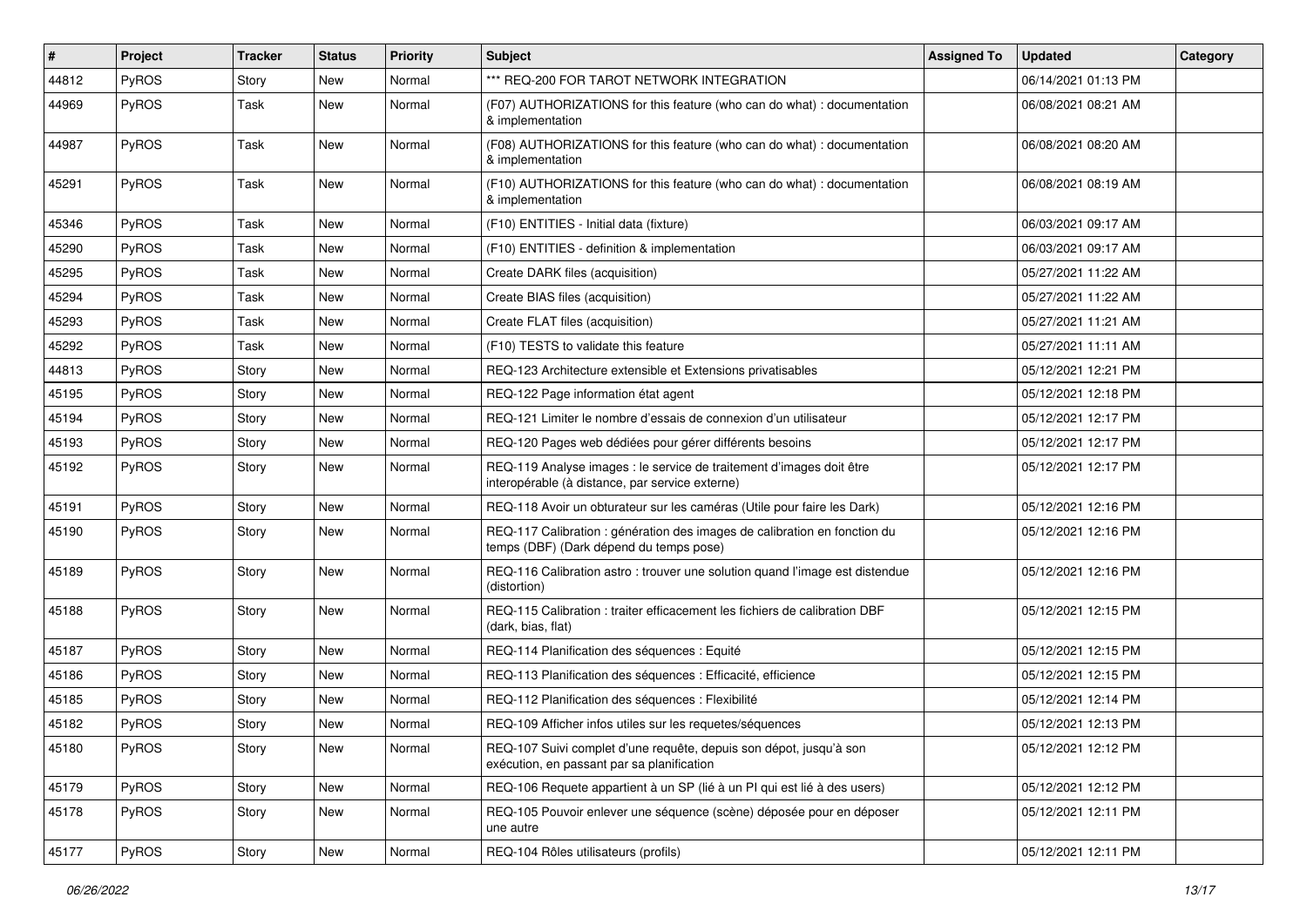| # | Project | Tracker | Status | Priority | Subject | Assigned To | Updated | Category |
|---|---|---|---|---|---|---|---|---|
| 44812 | PyROS | Story | New | Normal | *** REQ-200 FOR TAROT NETWORK INTEGRATION | | 06/14/2021 01:13 PM | |
| 44969 | PyROS | Task | New | Normal | (F07) AUTHORIZATIONS for this feature (who can do what) : documentation & implementation | | 06/08/2021 08:21 AM | |
| 44987 | PyROS | Task | New | Normal | (F08) AUTHORIZATIONS for this feature (who can do what) : documentation & implementation | | 06/08/2021 08:20 AM | |
| 45291 | PyROS | Task | New | Normal | (F10) AUTHORIZATIONS for this feature (who can do what) : documentation & implementation | | 06/08/2021 08:19 AM | |
| 45346 | PyROS | Task | New | Normal | (F10) ENTITIES - Initial data (fixture) | | 06/03/2021 09:17 AM | |
| 45290 | PyROS | Task | New | Normal | (F10) ENTITIES - definition & implementation | | 06/03/2021 09:17 AM | |
| 45295 | PyROS | Task | New | Normal | Create DARK files (acquisition) | | 05/27/2021 11:22 AM | |
| 45294 | PyROS | Task | New | Normal | Create BIAS files (acquisition) | | 05/27/2021 11:22 AM | |
| 45293 | PyROS | Task | New | Normal | Create FLAT files (acquisition) | | 05/27/2021 11:21 AM | |
| 45292 | PyROS | Task | New | Normal | (F10) TESTS to validate this feature | | 05/27/2021 11:11 AM | |
| 44813 | PyROS | Story | New | Normal | REQ-123 Architecture extensible et Extensions privatisables | | 05/12/2021 12:21 PM | |
| 45195 | PyROS | Story | New | Normal | REQ-122 Page information état agent | | 05/12/2021 12:18 PM | |
| 45194 | PyROS | Story | New | Normal | REQ-121 Limiter le nombre d'essais de connexion d'un utilisateur | | 05/12/2021 12:17 PM | |
| 45193 | PyROS | Story | New | Normal | REQ-120 Pages web dédiées pour gérer différents besoins | | 05/12/2021 12:17 PM | |
| 45192 | PyROS | Story | New | Normal | REQ-119 Analyse images : le service de traitement d'images doit être interopérable (à distance, par service externe) | | 05/12/2021 12:17 PM | |
| 45191 | PyROS | Story | New | Normal | REQ-118 Avoir un obturateur sur les caméras (Utile pour faire les Dark) | | 05/12/2021 12:16 PM | |
| 45190 | PyROS | Story | New | Normal | REQ-117 Calibration : génération des images de calibration en fonction du temps (DBF) (Dark dépend du temps pose) | | 05/12/2021 12:16 PM | |
| 45189 | PyROS | Story | New | Normal | REQ-116 Calibration astro : trouver une solution quand l'image est distendue (distortion) | | 05/12/2021 12:16 PM | |
| 45188 | PyROS | Story | New | Normal | REQ-115 Calibration : traiter efficacement les fichiers de calibration DBF (dark, bias, flat) | | 05/12/2021 12:15 PM | |
| 45187 | PyROS | Story | New | Normal | REQ-114 Planification des séquences : Equité | | 05/12/2021 12:15 PM | |
| 45186 | PyROS | Story | New | Normal | REQ-113 Planification des séquences : Efficacité, efficience | | 05/12/2021 12:15 PM | |
| 45185 | PyROS | Story | New | Normal | REQ-112 Planification des séquences : Flexibilité | | 05/12/2021 12:14 PM | |
| 45182 | PyROS | Story | New | Normal | REQ-109 Afficher infos utiles sur les requetes/séquences | | 05/12/2021 12:13 PM | |
| 45180 | PyROS | Story | New | Normal | REQ-107 Suivi complet d'une requête, depuis son dépot, jusqu'à son exécution, en passant par sa planification | | 05/12/2021 12:12 PM | |
| 45179 | PyROS | Story | New | Normal | REQ-106 Requete appartient à un SP (lié à un PI qui est lié à des users) | | 05/12/2021 12:12 PM | |
| 45178 | PyROS | Story | New | Normal | REQ-105 Pouvoir enlever une séquence (scène) déposée pour en déposer une autre | | 05/12/2021 12:11 PM | |
| 45177 | PyROS | Story | New | Normal | REQ-104 Rôles utilisateurs (profils) | | 05/12/2021 12:11 PM | |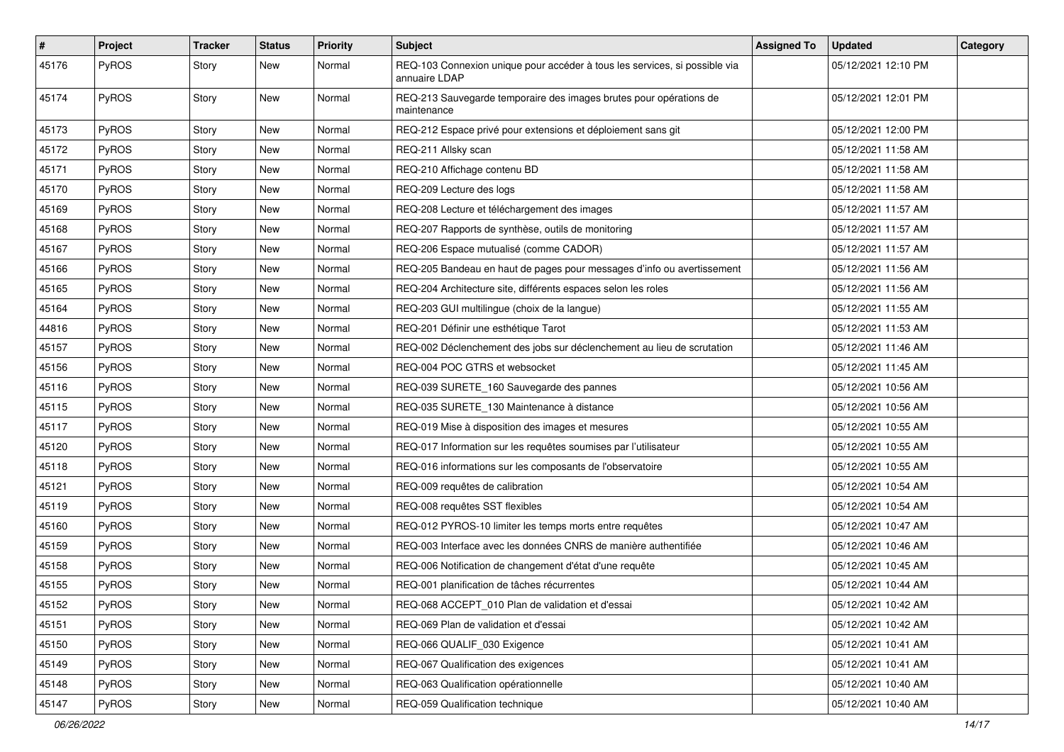| # | Project | Tracker | Status | Priority | Subject | Assigned To | Updated | Category |
|---|---|---|---|---|---|---|---|---|
| 45176 | PyROS | Story | New | Normal | REQ-103 Connexion unique pour accéder à tous les services, si possible via annuaire LDAP | | 05/12/2021 12:10 PM | |
| 45174 | PyROS | Story | New | Normal | REQ-213 Sauvegarde temporaire des images brutes pour opérations de maintenance | | 05/12/2021 12:01 PM | |
| 45173 | PyROS | Story | New | Normal | REQ-212 Espace privé pour extensions et déploiement sans git | | 05/12/2021 12:00 PM | |
| 45172 | PyROS | Story | New | Normal | REQ-211 Allsky scan | | 05/12/2021 11:58 AM | |
| 45171 | PyROS | Story | New | Normal | REQ-210 Affichage contenu BD | | 05/12/2021 11:58 AM | |
| 45170 | PyROS | Story | New | Normal | REQ-209 Lecture des logs | | 05/12/2021 11:58 AM | |
| 45169 | PyROS | Story | New | Normal | REQ-208 Lecture et téléchargement des images | | 05/12/2021 11:57 AM | |
| 45168 | PyROS | Story | New | Normal | REQ-207 Rapports de synthèse, outils de monitoring | | 05/12/2021 11:57 AM | |
| 45167 | PyROS | Story | New | Normal | REQ-206 Espace mutualisé (comme CADOR) | | 05/12/2021 11:57 AM | |
| 45166 | PyROS | Story | New | Normal | REQ-205 Bandeau en haut de pages pour messages d'info ou avertissement | | 05/12/2021 11:56 AM | |
| 45165 | PyROS | Story | New | Normal | REQ-204 Architecture site, différents espaces selon les roles | | 05/12/2021 11:56 AM | |
| 45164 | PyROS | Story | New | Normal | REQ-203 GUI multilingue (choix de la langue) | | 05/12/2021 11:55 AM | |
| 44816 | PyROS | Story | New | Normal | REQ-201 Définir une esthétique Tarot | | 05/12/2021 11:53 AM | |
| 45157 | PyROS | Story | New | Normal | REQ-002 Déclenchement des jobs sur déclenchement au lieu de scrutation | | 05/12/2021 11:46 AM | |
| 45156 | PyROS | Story | New | Normal | REQ-004 POC GTRS et websocket | | 05/12/2021 11:45 AM | |
| 45116 | PyROS | Story | New | Normal | REQ-039 SURETE_160 Sauvegarde des pannes | | 05/12/2021 10:56 AM | |
| 45115 | PyROS | Story | New | Normal | REQ-035 SURETE_130 Maintenance à distance | | 05/12/2021 10:56 AM | |
| 45117 | PyROS | Story | New | Normal | REQ-019 Mise à disposition des images et mesures | | 05/12/2021 10:55 AM | |
| 45120 | PyROS | Story | New | Normal | REQ-017 Information sur les requêtes soumises par l'utilisateur | | 05/12/2021 10:55 AM | |
| 45118 | PyROS | Story | New | Normal | REQ-016 informations sur les composants de l'observatoire | | 05/12/2021 10:55 AM | |
| 45121 | PyROS | Story | New | Normal | REQ-009 requêtes de calibration | | 05/12/2021 10:54 AM | |
| 45119 | PyROS | Story | New | Normal | REQ-008 requêtes SST flexibles | | 05/12/2021 10:54 AM | |
| 45160 | PyROS | Story | New | Normal | REQ-012 PYROS-10 limiter les temps morts entre requêtes | | 05/12/2021 10:47 AM | |
| 45159 | PyROS | Story | New | Normal | REQ-003 Interface avec les données CNRS de manière authentifiée | | 05/12/2021 10:46 AM | |
| 45158 | PyROS | Story | New | Normal | REQ-006 Notification de changement d'état d'une requête | | 05/12/2021 10:45 AM | |
| 45155 | PyROS | Story | New | Normal | REQ-001 planification de tâches récurrentes | | 05/12/2021 10:44 AM | |
| 45152 | PyROS | Story | New | Normal | REQ-068 ACCEPT_010 Plan de validation et d'essai | | 05/12/2021 10:42 AM | |
| 45151 | PyROS | Story | New | Normal | REQ-069 Plan de validation et d'essai | | 05/12/2021 10:42 AM | |
| 45150 | PyROS | Story | New | Normal | REQ-066 QUALIF_030 Exigence | | 05/12/2021 10:41 AM | |
| 45149 | PyROS | Story | New | Normal | REQ-067 Qualification des exigences | | 05/12/2021 10:41 AM | |
| 45148 | PyROS | Story | New | Normal | REQ-063 Qualification opérationnelle | | 05/12/2021 10:40 AM | |
| 45147 | PyROS | Story | New | Normal | REQ-059 Qualification technique | | 05/12/2021 10:40 AM | |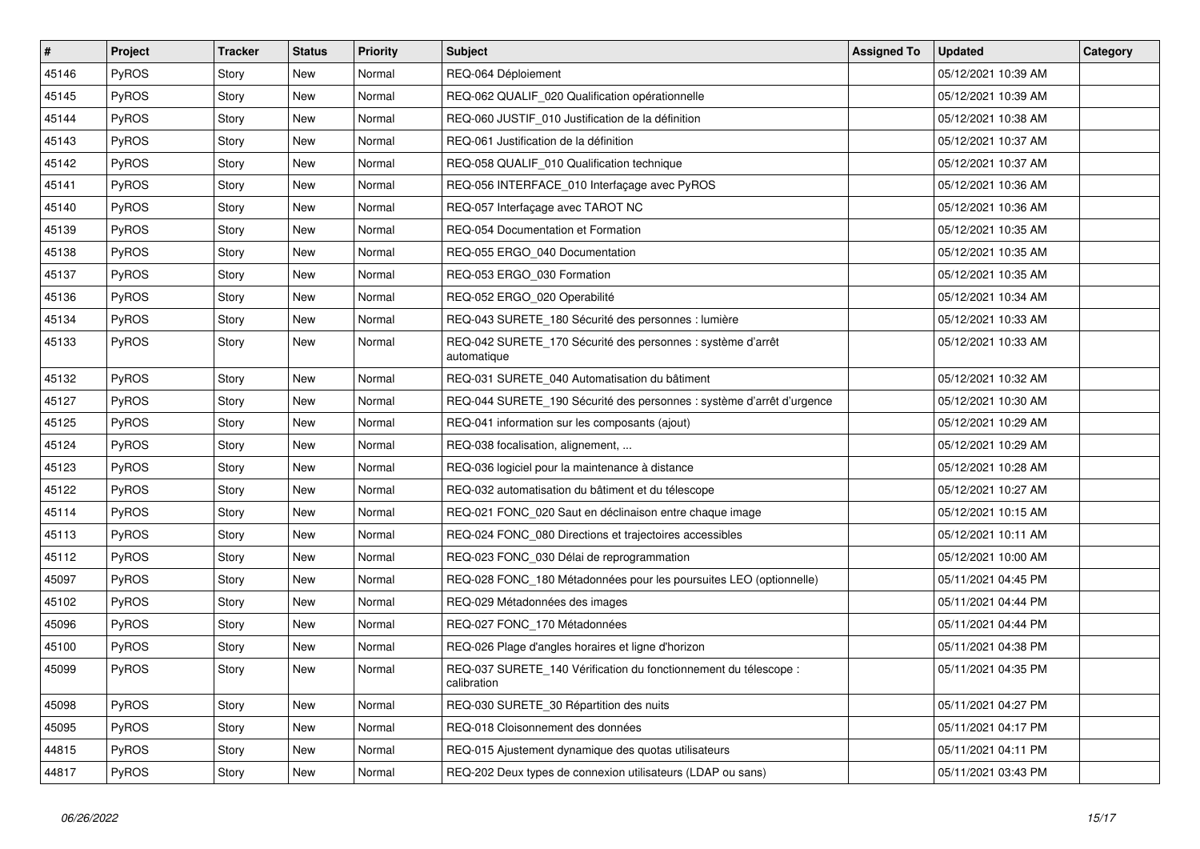| # | Project | Tracker | Status | Priority | Subject | Assigned To | Updated | Category |
|---|---|---|---|---|---|---|---|---|
| 45146 | PyROS | Story | New | Normal | REQ-064 Déploiement | | 05/12/2021 10:39 AM | |
| 45145 | PyROS | Story | New | Normal | REQ-062 QUALIF_020 Qualification opérationnelle | | 05/12/2021 10:39 AM | |
| 45144 | PyROS | Story | New | Normal | REQ-060 JUSTIF_010 Justification de la définition | | 05/12/2021 10:38 AM | |
| 45143 | PyROS | Story | New | Normal | REQ-061 Justification de la définition | | 05/12/2021 10:37 AM | |
| 45142 | PyROS | Story | New | Normal | REQ-058 QUALIF_010 Qualification technique | | 05/12/2021 10:37 AM | |
| 45141 | PyROS | Story | New | Normal | REQ-056 INTERFACE_010 Interfaçage avec PyROS | | 05/12/2021 10:36 AM | |
| 45140 | PyROS | Story | New | Normal | REQ-057 Interfaçage avec TAROT NC | | 05/12/2021 10:36 AM | |
| 45139 | PyROS | Story | New | Normal | REQ-054 Documentation et Formation | | 05/12/2021 10:35 AM | |
| 45138 | PyROS | Story | New | Normal | REQ-055 ERGO_040 Documentation | | 05/12/2021 10:35 AM | |
| 45137 | PyROS | Story | New | Normal | REQ-053 ERGO_030 Formation | | 05/12/2021 10:35 AM | |
| 45136 | PyROS | Story | New | Normal | REQ-052 ERGO_020 Operabilité | | 05/12/2021 10:34 AM | |
| 45134 | PyROS | Story | New | Normal | REQ-043 SURETE_180 Sécurité des personnes : lumière | | 05/12/2021 10:33 AM | |
| 45133 | PyROS | Story | New | Normal | REQ-042 SURETE_170 Sécurité des personnes : système d'arrêt automatique | | 05/12/2021 10:33 AM | |
| 45132 | PyROS | Story | New | Normal | REQ-031 SURETE_040 Automatisation du bâtiment | | 05/12/2021 10:32 AM | |
| 45127 | PyROS | Story | New | Normal | REQ-044 SURETE_190 Sécurité des personnes : système d'arrêt d'urgence | | 05/12/2021 10:30 AM | |
| 45125 | PyROS | Story | New | Normal | REQ-041 information sur les composants (ajout) | | 05/12/2021 10:29 AM | |
| 45124 | PyROS | Story | New | Normal | REQ-038 focalisation, alignement, ... | | 05/12/2021 10:29 AM | |
| 45123 | PyROS | Story | New | Normal | REQ-036 logiciel pour la maintenance à distance | | 05/12/2021 10:28 AM | |
| 45122 | PyROS | Story | New | Normal | REQ-032 automatisation du bâtiment et du télescope | | 05/12/2021 10:27 AM | |
| 45114 | PyROS | Story | New | Normal | REQ-021 FONC_020 Saut en déclinaison entre chaque image | | 05/12/2021 10:15 AM | |
| 45113 | PyROS | Story | New | Normal | REQ-024 FONC_080 Directions et trajectoires accessibles | | 05/12/2021 10:11 AM | |
| 45112 | PyROS | Story | New | Normal | REQ-023 FONC_030 Délai de reprogrammation | | 05/12/2021 10:00 AM | |
| 45097 | PyROS | Story | New | Normal | REQ-028 FONC_180 Métadonnées pour les poursuites LEO (optionnelle) | | 05/11/2021 04:45 PM | |
| 45102 | PyROS | Story | New | Normal | REQ-029 Métadonnées des images | | 05/11/2021 04:44 PM | |
| 45096 | PyROS | Story | New | Normal | REQ-027 FONC_170 Métadonnées | | 05/11/2021 04:44 PM | |
| 45100 | PyROS | Story | New | Normal | REQ-026 Plage d'angles horaires et ligne d'horizon | | 05/11/2021 04:38 PM | |
| 45099 | PyROS | Story | New | Normal | REQ-037 SURETE_140 Vérification du fonctionnement du télescope : calibration | | 05/11/2021 04:35 PM | |
| 45098 | PyROS | Story | New | Normal | REQ-030 SURETE_30 Répartition des nuits | | 05/11/2021 04:27 PM | |
| 45095 | PyROS | Story | New | Normal | REQ-018 Cloisonnement des données | | 05/11/2021 04:17 PM | |
| 44815 | PyROS | Story | New | Normal | REQ-015 Ajustement dynamique des quotas utilisateurs | | 05/11/2021 04:11 PM | |
| 44817 | PyROS | Story | New | Normal | REQ-202 Deux types de connexion utilisateurs (LDAP ou sans) | | 05/11/2021 03:43 PM | |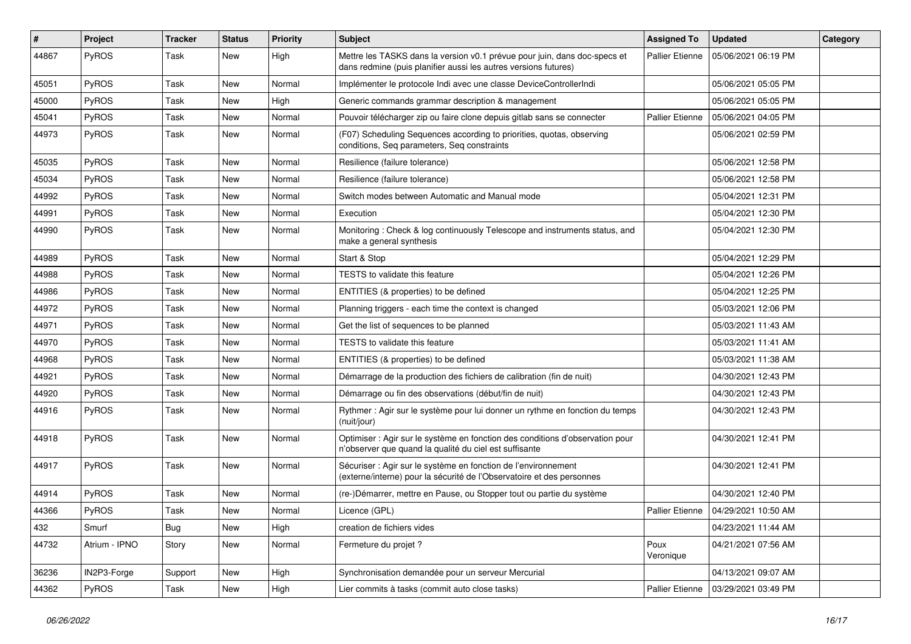| # | Project | Tracker | Status | Priority | Subject | Assigned To | Updated | Category |
|---|---|---|---|---|---|---|---|---|
| 44867 | PyROS | Task | New | High | Mettre les TASKS dans la version v0.1 prévue pour juin, dans doc-specs et dans redmine (puis planifier aussi les autres versions futures) | Pallier Etienne | 05/06/2021 06:19 PM | |
| 45051 | PyROS | Task | New | Normal | Implémenter le protocole Indi avec une classe DeviceControllerIndi | | 05/06/2021 05:05 PM | |
| 45000 | PyROS | Task | New | High | Generic commands grammar description & management | | 05/06/2021 05:05 PM | |
| 45041 | PyROS | Task | New | Normal | Pouvoir télécharger zip ou faire clone depuis gitlab sans se connecter | Pallier Etienne | 05/06/2021 04:05 PM | |
| 44973 | PyROS | Task | New | Normal | (F07) Scheduling Sequences according to priorities, quotas, observing conditions, Seq parameters, Seq constraints | | 05/06/2021 02:59 PM | |
| 45035 | PyROS | Task | New | Normal | Resilience (failure tolerance) | | 05/06/2021 12:58 PM | |
| 45034 | PyROS | Task | New | Normal | Resilience (failure tolerance) | | 05/06/2021 12:58 PM | |
| 44992 | PyROS | Task | New | Normal | Switch modes between Automatic and Manual mode | | 05/04/2021 12:31 PM | |
| 44991 | PyROS | Task | New | Normal | Execution | | 05/04/2021 12:30 PM | |
| 44990 | PyROS | Task | New | Normal | Monitoring : Check & log continuously Telescope and instruments status, and make a general synthesis | | 05/04/2021 12:30 PM | |
| 44989 | PyROS | Task | New | Normal | Start & Stop | | 05/04/2021 12:29 PM | |
| 44988 | PyROS | Task | New | Normal | TESTS to validate this feature | | 05/04/2021 12:26 PM | |
| 44986 | PyROS | Task | New | Normal | ENTITIES (& properties) to be defined | | 05/04/2021 12:25 PM | |
| 44972 | PyROS | Task | New | Normal | Planning triggers - each time the context is changed | | 05/03/2021 12:06 PM | |
| 44971 | PyROS | Task | New | Normal | Get the list of sequences to be planned | | 05/03/2021 11:43 AM | |
| 44970 | PyROS | Task | New | Normal | TESTS to validate this feature | | 05/03/2021 11:41 AM | |
| 44968 | PyROS | Task | New | Normal | ENTITIES (& properties) to be defined | | 05/03/2021 11:38 AM | |
| 44921 | PyROS | Task | New | Normal | Démarrage de la production des fichiers de calibration (fin de nuit) | | 04/30/2021 12:43 PM | |
| 44920 | PyROS | Task | New | Normal | Démarrage ou fin des observations (début/fin de nuit) | | 04/30/2021 12:43 PM | |
| 44916 | PyROS | Task | New | Normal | Rythmer : Agir sur le système pour lui donner un rythme en fonction du temps (nuit/jour) | | 04/30/2021 12:43 PM | |
| 44918 | PyROS | Task | New | Normal | Optimiser : Agir sur le système en fonction des conditions d'observation pour n'observer que quand la qualité du ciel est suffisante | | 04/30/2021 12:41 PM | |
| 44917 | PyROS | Task | New | Normal | Sécuriser : Agir sur le système en fonction de l'environnement (externe/interne) pour la sécurité de l'Observatoire et des personnes | | 04/30/2021 12:41 PM | |
| 44914 | PyROS | Task | New | Normal | (re-)Démarrer, mettre en Pause, ou Stopper tout ou partie du système | | 04/30/2021 12:40 PM | |
| 44366 | PyROS | Task | New | Normal | Licence (GPL) | Pallier Etienne | 04/29/2021 10:50 AM | |
| 432 | Smurf | Bug | New | High | creation de fichiers vides | | 04/23/2021 11:44 AM | |
| 44732 | Atrium - IPNO | Story | New | Normal | Fermeture du projet ? | Poux Veronique | 04/21/2021 07:56 AM | |
| 36236 | IN2P3-Forge | Support | New | High | Synchronisation demandée pour un serveur Mercurial | | 04/13/2021 09:07 AM | |
| 44362 | PyROS | Task | New | High | Lier commits à tasks (commit auto close tasks) | Pallier Etienne | 03/29/2021 03:49 PM | |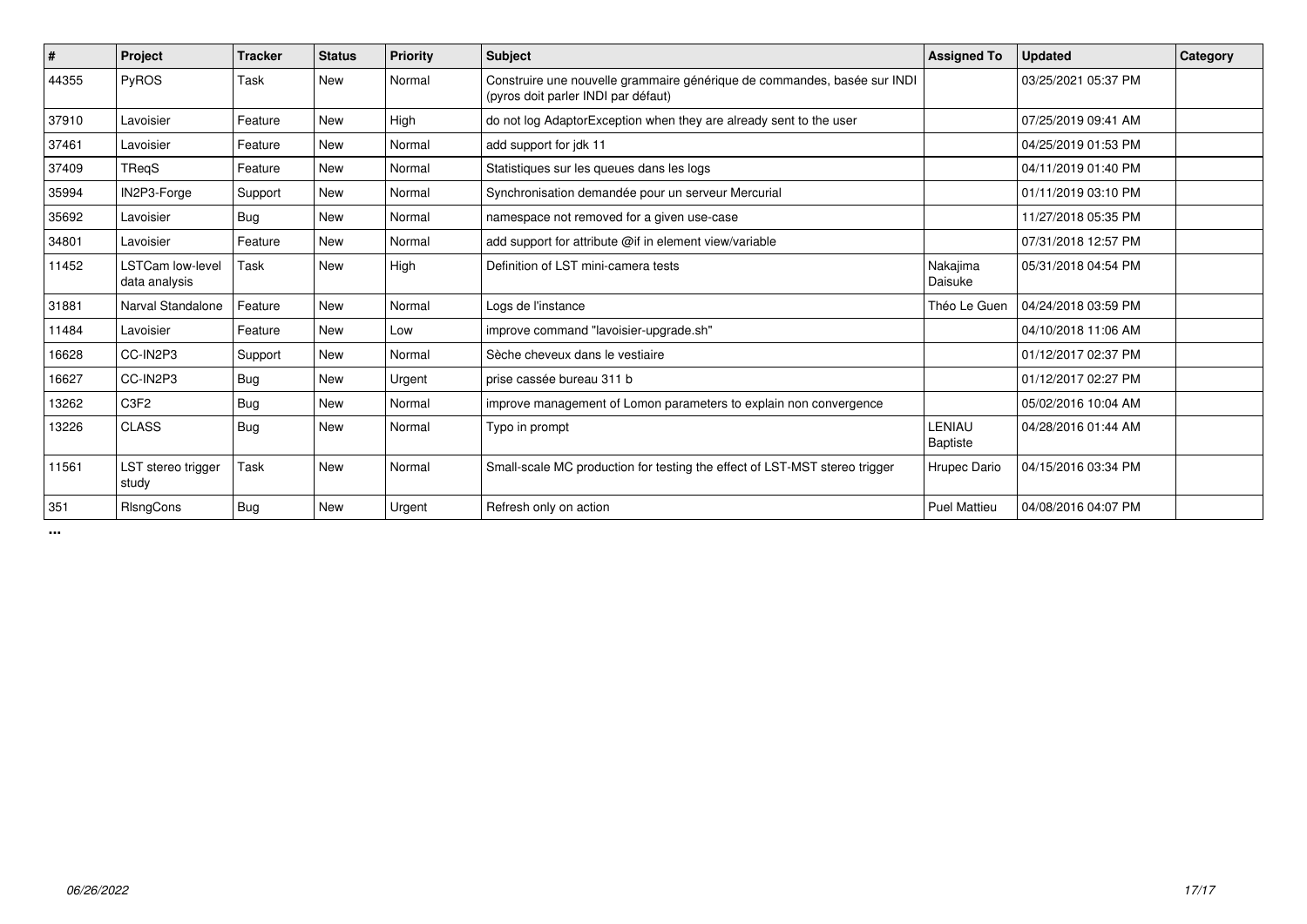| # | Project | Tracker | Status | Priority | Subject | Assigned To | Updated | Category |
|---|---|---|---|---|---|---|---|---|
| 44355 | PyROS | Task | New | Normal | Construire une nouvelle grammaire générique de commandes, basée sur INDI (pyros doit parler INDI par défaut) | | 03/25/2021 05:37 PM | |
| 37910 | Lavoisier | Feature | New | High | do not log AdaptorException when they are already sent to the user | | 07/25/2019 09:41 AM | |
| 37461 | Lavoisier | Feature | New | Normal | add support for jdk 11 | | 04/25/2019 01:53 PM | |
| 37409 | TReqS | Feature | New | Normal | Statistiques sur les queues dans les logs | | 04/11/2019 01:40 PM | |
| 35994 | IN2P3-Forge | Support | New | Normal | Synchronisation demandée pour un serveur Mercurial | | 01/11/2019 03:10 PM | |
| 35692 | Lavoisier | Bug | New | Normal | namespace not removed for a given use-case | | 11/27/2018 05:35 PM | |
| 34801 | Lavoisier | Feature | New | Normal | add support for attribute @if in element view/variable | | 07/31/2018 12:57 PM | |
| 11452 | LSTCam low-level data analysis | Task | New | High | Definition of LST mini-camera tests | Nakajima Daisuke | 05/31/2018 04:54 PM | |
| 31881 | Narval Standalone | Feature | New | Normal | Logs de l'instance | Théo Le Guen | 04/24/2018 03:59 PM | |
| 11484 | Lavoisier | Feature | New | Low | improve command "lavoisier-upgrade.sh" | | 04/10/2018 11:06 AM | |
| 16628 | CC-IN2P3 | Support | New | Normal | Sèche cheveux dans le vestiaire | | 01/12/2017 02:37 PM | |
| 16627 | CC-IN2P3 | Bug | New | Urgent | prise cassée bureau 311 b | | 01/12/2017 02:27 PM | |
| 13262 | C3F2 | Bug | New | Normal | improve management of Lomon parameters to explain non convergence | | 05/02/2016 10:04 AM | |
| 13226 | CLASS | Bug | New | Normal | Typo in prompt | LENIAU Baptiste | 04/28/2016 01:44 AM | |
| 11561 | LST stereo trigger study | Task | New | Normal | Small-scale MC production for testing the effect of LST-MST stereo trigger | Hrupec Dario | 04/15/2016 03:34 PM | |
| 351 | RlsngCons | Bug | New | Urgent | Refresh only on action | Puel Mattieu | 04/08/2016 04:07 PM | |

...